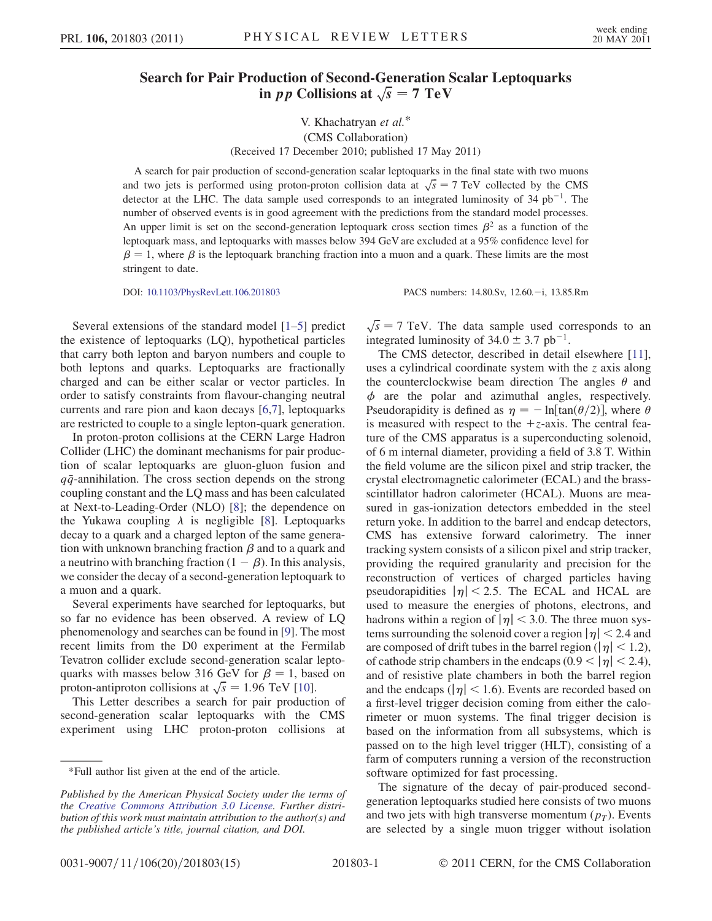# Search for Pair Production of Second-Generation Scalar Leptoquarks in $pp$ Collisions at $\sqrt{s} = 7$ TeV

V. Khachatryan *et al.*\*

(CMS Collaboration)

(Received 17 December 2010; published 17 May 2011)

A search for pair production of second-generation scalar leptoquarks in the final state with two muons and two jets is performed using proton-proton collision data at $\sqrt{s} = 7$ TeV collected by the CMS detector at the LHC. The data sample used corresponds to an integrated luminosity of 34 pb$^{-1}$. The number of observed events is in good agreement with the predictions from the standard model processes. An upper limit is set on the second-generation leptoquark cross section times $\beta^2$ as a function of the leptoquark mass, and leptoquarks with masses below 394 GeV are excluded at a 95% confidence level for $\beta = 1$, where $\beta$ is the leptoquark branching fraction into a muon and a quark. These limits are the most stringent to date.

DOI: 10.1103/PhysRevLett.106.201803 PACS numbers: 14.80.Sv, 12.60.−i, 13.85.Rm

Several extensions of the standard model [1–5] predict the existence of leptoquarks (LQ), hypothetical particles that carry both lepton and baryon numbers and couple to both leptons and quarks. Leptoquarks are fractionally charged and can be either scalar or vector particles. In order to satisfy constraints from flavour-changing neutral currents and rare pion and kaon decays [6,7], leptoquarks are restricted to couple to a single lepton-quark generation.

In proton-proton collisions at the CERN Large Hadron Collider (LHC) the dominant mechanisms for pair production of scalar leptoquarks are gluon-gluon fusion and $q\bar{q}$-annihilation. The cross section depends on the strong coupling constant and the LQ mass and has been calculated at Next-to-Leading-Order (NLO) [8]; the dependence on the Yukawa coupling $\lambda$ is negligible [8]. Leptoquarks decay to a quark and a charged lepton of the same generation with unknown branching fraction $\beta$ and to a quark and a neutrino with branching fraction $(1 - \beta)$. In this analysis, we consider the decay of a second-generation leptoquark to a muon and a quark.

Several experiments have searched for leptoquarks, but so far no evidence has been observed. A review of LQ phenomenology and searches can be found in [9]. The most recent limits from the D0 experiment at the Fermilab Tevatron collider exclude second-generation scalar leptoquarks with masses below 316 GeV for $\beta = 1$, based on proton-antiproton collisions at $\sqrt{s} = 1.96$ TeV [10].

This Letter describes a search for pair production of second-generation scalar leptoquarks with the CMS experiment using LHC proton-proton collisions at $\sqrt{s} = 7$ TeV. The data sample used corresponds to an integrated luminosity of $34.0 \pm 3.7$ pb$^{-1}$.

The CMS detector, described in detail elsewhere [11], uses a cylindrical coordinate system with the $z$ axis along the counterclockwise beam direction The angles $\theta$ and $\phi$ are the polar and azimuthal angles, respectively. Pseudorapidity is defined as $\eta = -\ln[\tan(\theta/2)]$, where $\theta$ is measured with respect to the $+z$-axis. The central feature of the CMS apparatus is a superconducting solenoid, of 6 m internal diameter, providing a field of 3.8 T. Within the field volume are the silicon pixel and strip tracker, the crystal electromagnetic calorimeter (ECAL) and the brass-scintillator hadron calorimeter (HCAL). Muons are measured in gas-ionization detectors embedded in the steel return yoke. In addition to the barrel and endcap detectors, CMS has extensive forward calorimetry. The inner tracking system consists of a silicon pixel and strip tracker, providing the required granularity and precision for the reconstruction of vertices of charged particles having pseudorapidities $|\eta| < 2.5$. The ECAL and HCAL are used to measure the energies of photons, electrons, and hadrons within a region of $|\eta| < 3.0$. The three muon systems surrounding the solenoid cover a region $|\eta| < 2.4$ and are composed of drift tubes in the barrel region ($|\eta| < 1.2$), of cathode strip chambers in the endcaps ($0.9 < |\eta| < 2.4$), and of resistive plate chambers in both the barrel region and the endcaps ($|\eta| < 1.6$). Events are recorded based on a first-level trigger decision coming from either the calorimeter or muon systems. The final trigger decision is based on the information from all subsystems, which is passed on to the high level trigger (HLT), consisting of a farm of computers running a version of the reconstruction software optimized for fast processing.

The signature of the decay of pair-produced second-generation leptoquarks studied here consists of two muons and two jets with high transverse momentum ($p_T$). Events are selected by a single muon trigger without isolation

\*Full author list given at the end of the article.

*Published by the American Physical Society under the terms of the Creative Commons Attribution 3.0 License. Further distribution of this work must maintain attribution to the author(s) and the published article's title, journal citation, and DOI.*

0031-9007/11/106(20)/201803(15) © 2011 CERN, for the CMS Collaboration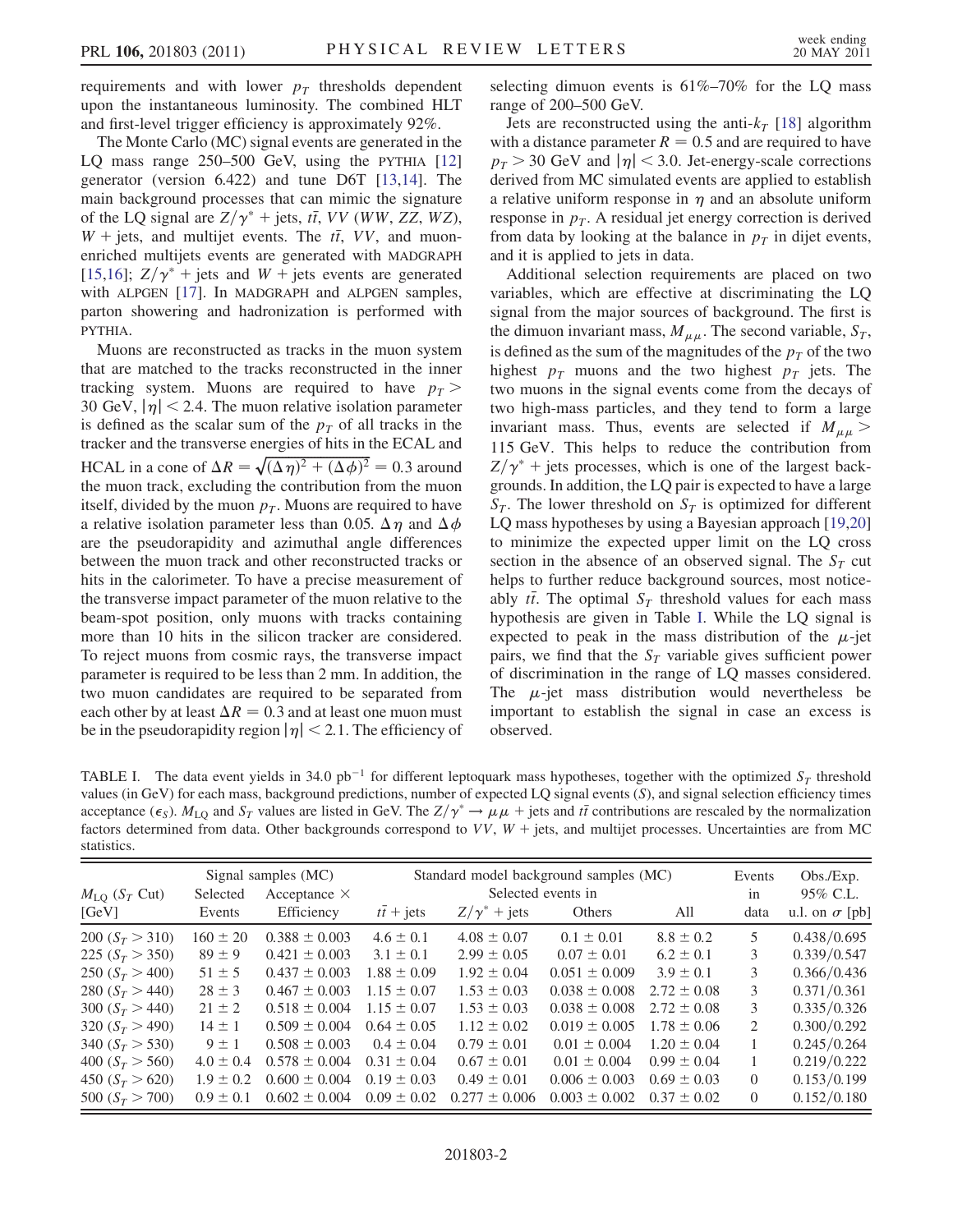requirements and with lower $p_T$ thresholds dependent upon the instantaneous luminosity. The combined HLT and first-level trigger efficiency is approximately 92%.

The Monte Carlo (MC) signal events are generated in the LQ mass range 250–500 GeV, using the PYTHIA [12] generator (version 6.422) and tune D6T [13,14]. The main background processes that can mimic the signature of the LQ signal are $Z/\gamma^*$ + jets, $t\bar{t}$, $VV$ ($WW$, $ZZ$, $WZ$), $W$ + jets, and multijet events. The $t\bar{t}$, $VV$, and muon-enriched multijets events are generated with MADGRAPH [15,16]; $Z/\gamma^*$ + jets and $W$ + jets events are generated with ALPGEN [17]. In MADGRAPH and ALPGEN samples, parton showering and hadronization is performed with PYTHIA.

Muons are reconstructed as tracks in the muon system that are matched to the tracks reconstructed in the inner tracking system. Muons are required to have $p_T >$ 30 GeV, $|\eta| < 2.4$. The muon relative isolation parameter is defined as the scalar sum of the $p_T$ of all tracks in the tracker and the transverse energies of hits in the ECAL and HCAL in a cone of $\Delta R = \sqrt{(\Delta\eta)^2 + (\Delta\phi)^2} = 0.3$ around the muon track, excluding the contribution from the muon itself, divided by the muon $p_T$. Muons are required to have a relative isolation parameter less than 0.05. $\Delta\eta$ and $\Delta\phi$ are the pseudorapidity and azimuthal angle differences between the muon track and other reconstructed tracks or hits in the calorimeter. To have a precise measurement of the transverse impact parameter of the muon relative to the beam-spot position, only muons with tracks containing more than 10 hits in the silicon tracker are considered. To reject muons from cosmic rays, the transverse impact parameter is required to be less than 2 mm. In addition, the two muon candidates are required to be separated from each other by at least $\Delta R = 0.3$ and at least one muon must be in the pseudorapidity region $|\eta| < 2.1$. The efficiency of selecting dimuon events is 61%–70% for the LQ mass range of 200–500 GeV.

Jets are reconstructed using the anti-$k_T$ [18] algorithm with a distance parameter $R = 0.5$ and are required to have $p_T > 30$ GeV and $|\eta| < 3.0$. Jet-energy-scale corrections derived from MC simulated events are applied to establish a relative uniform response in $\eta$ and an absolute uniform response in $p_T$. A residual jet energy correction is derived from data by looking at the balance in $p_T$ in dijet events, and it is applied to jets in data.

Additional selection requirements are placed on two variables, which are effective at discriminating the LQ signal from the major sources of background. The first is the dimuon invariant mass, $M_{\mu\mu}$. The second variable, $S_T$, is defined as the sum of the magnitudes of the $p_T$ of the two highest $p_T$ muons and the two highest $p_T$ jets. The two muons in the signal events come from the decays of two high-mass particles, and they tend to form a large invariant mass. Thus, events are selected if $M_{\mu\mu} >$ 115 GeV. This helps to reduce the contribution from $Z/\gamma^*$ + jets processes, which is one of the largest backgrounds. In addition, the LQ pair is expected to have a large $S_T$. The lower threshold on $S_T$ is optimized for different LQ mass hypotheses by using a Bayesian approach [19,20] to minimize the expected upper limit on the LQ cross section in the absence of an observed signal. The $S_T$ cut helps to further reduce background sources, most noticeably $t\bar{t}$. The optimal $S_T$ threshold values for each mass hypothesis are given in Table I. While the LQ signal is expected to peak in the mass distribution of the $\mu$-jet pairs, we find that the $S_T$ variable gives sufficient power of discrimination in the range of LQ masses considered. The $\mu$-jet mass distribution would nevertheless be important to establish the signal in case an excess is observed.

TABLE I. The data event yields in 34.0 pb$^{-1}$ for different leptoquark mass hypotheses, together with the optimized $S_T$ threshold values (in GeV) for each mass, background predictions, number of expected LQ signal events ($S$), and signal selection efficiency times acceptance ($\epsilon_S$). $M_{LQ}$ and $S_T$ values are listed in GeV. The $Z/\gamma^* \rightarrow \mu\mu$ + jets and $t\bar{t}$ contributions are rescaled by the normalization factors determined from data. Other backgrounds correspond to $VV$, $W$ + jets, and multijet processes. Uncertainties are from MC statistics.

| $M_{LQ}$ ($S_T$ Cut) | Signal samples (MC) | | Standard model background samples (MC) | | | | Events | Obs./Exp. |
|---|---|---|---|---|---|---|---|---|
| | Selected | Acceptance × | Selected events in | | | | in | 95% C.L. |
| [GeV] | Events | Efficiency | $t\bar{t}$ + jets | $Z/\gamma^*$ + jets | Others | All | data | u.l. on $\sigma$ [pb] |
| 200 ($S_T > 310$) | 160 ± 20 | 0.388 ± 0.003 | 4.6 ± 0.1 | 4.08 ± 0.07 | 0.1 ± 0.01 | 8.8 ± 0.2 | 5 | 0.438/0.695 |
| 225 ($S_T > 350$) | 89 ± 9 | 0.421 ± 0.003 | 3.1 ± 0.1 | 2.99 ± 0.05 | 0.07 ± 0.01 | 6.2 ± 0.1 | 3 | 0.339/0.547 |
| 250 ($S_T > 400$) | 51 ± 5 | 0.437 ± 0.003 | 1.88 ± 0.09 | 1.92 ± 0.04 | 0.051 ± 0.009 | 3.9 ± 0.1 | 3 | 0.366/0.436 |
| 280 ($S_T > 440$) | 28 ± 3 | 0.467 ± 0.003 | 1.15 ± 0.07 | 1.53 ± 0.03 | 0.038 ± 0.008 | 2.72 ± 0.08 | 3 | 0.371/0.361 |
| 300 ($S_T > 440$) | 21 ± 2 | 0.518 ± 0.004 | 1.15 ± 0.07 | 1.53 ± 0.03 | 0.038 ± 0.008 | 2.72 ± 0.08 | 3 | 0.335/0.326 |
| 320 ($S_T > 490$) | 14 ± 1 | 0.509 ± 0.004 | 0.64 ± 0.05 | 1.12 ± 0.02 | 0.019 ± 0.005 | 1.78 ± 0.06 | 2 | 0.300/0.292 |
| 340 ($S_T > 530$) | 9 ± 1 | 0.508 ± 0.003 | 0.4 ± 0.04 | 0.79 ± 0.01 | 0.01 ± 0.004 | 1.20 ± 0.04 | 1 | 0.245/0.264 |
| 400 ($S_T > 560$) | 4.0 ± 0.4 | 0.578 ± 0.004 | 0.31 ± 0.04 | 0.67 ± 0.01 | 0.01 ± 0.004 | 0.99 ± 0.04 | 1 | 0.219/0.222 |
| 450 ($S_T > 620$) | 1.9 ± 0.2 | 0.600 ± 0.004 | 0.19 ± 0.03 | 0.49 ± 0.01 | 0.006 ± 0.003 | 0.69 ± 0.03 | 0 | 0.153/0.199 |
| 500 ($S_T > 700$) | 0.9 ± 0.1 | 0.602 ± 0.004 | 0.09 ± 0.02 | 0.277 ± 0.006 | 0.003 ± 0.002 | 0.37 ± 0.02 | 0 | 0.152/0.180 |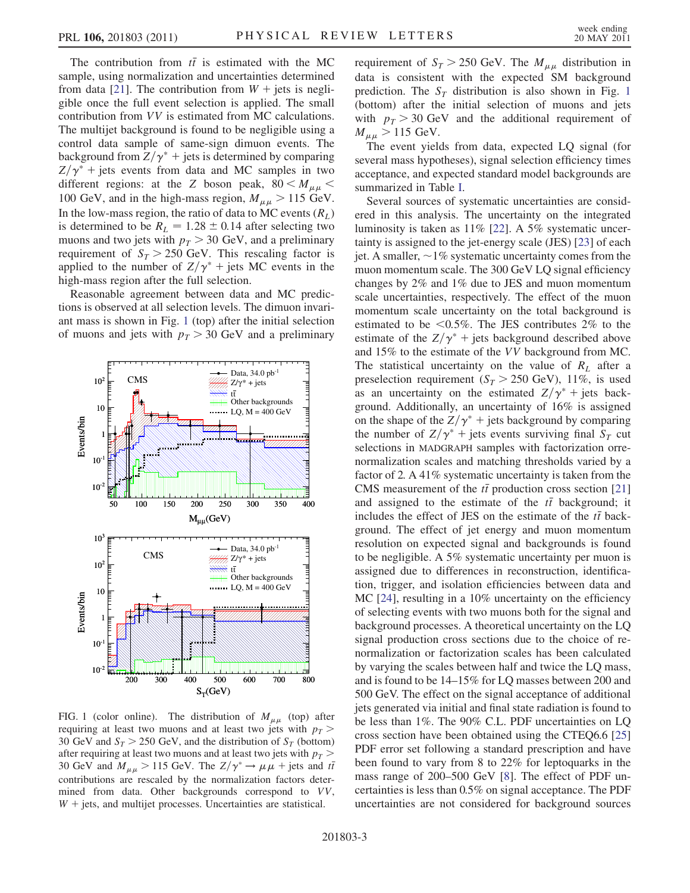The contribution from $t\bar{t}$ is estimated with the MC sample, using normalization and uncertainties determined from data [21]. The contribution from $W$ + jets is negligible once the full event selection is applied. The small contribution from $VV$ is estimated from MC calculations. The multijet background is found to be negligible using a control data sample of same-sign dimuon events. The background from $Z/\gamma^*$ + jets is determined by comparing $Z/\gamma^*$ + jets events from data and MC samples in two different regions: at the $Z$ boson peak, $80 < M_{\mu\mu} < 100$ GeV, and in the high-mass region, $M_{\mu\mu} > 115$ GeV. In the low-mass region, the ratio of data to MC events ($R_L$) is determined to be $R_L = 1.28 \pm 0.14$ after selecting two muons and two jets with $p_T > 30$ GeV, and a preliminary requirement of $S_T > 250$ GeV. This rescaling factor is applied to the number of $Z/\gamma^*$ + jets MC events in the high-mass region after the full selection.

Reasonable agreement between data and MC predictions is observed at all selection levels. The dimuon invariant mass is shown in Fig. 1 (top) after the initial selection of muons and jets with $p_T > 30$ GeV and a preliminary requirement of $S_T > 250$ GeV. The $M_{\mu\mu}$ distribution in data is consistent with the expected SM background prediction. The $S_T$ distribution is also shown in Fig. 1 (bottom) after the initial selection of muons and jets with $p_T > 30$ GeV and the additional requirement of $M_{\mu\mu} > 115$ GeV.

CMS
Data, 34.0 pb$^{-1}$
$Z/\gamma^*$ + jets
$t\bar{t}$
Other backgrounds
LQ, M = 400 GeV
Events/bin
$M_{\mu\mu}$(GeV)

CMS
Data, 34.0 pb$^{-1}$
$Z/\gamma^*$ + jets
$t\bar{t}$
Other backgrounds
LQ, M = 400 GeV
Events/bin
$S_T$(GeV)

FIG. 1 (color online). The distribution of $M_{\mu\mu}$ (top) after requiring at least two muons and at least two jets with $p_T > 30$ GeV and $S_T > 250$ GeV, and the distribution of $S_T$ (bottom) after requiring at least two muons and at least two jets with $p_T > 30$ GeV and $M_{\mu\mu} > 115$ GeV. The $Z/\gamma^* \to \mu\mu$ + jets and $t\bar{t}$ contributions are rescaled by the normalization factors determined from data. Other backgrounds correspond to $VV$, $W$ + jets, and multijet processes. Uncertainties are statistical.

The event yields from data, expected LQ signal (for several mass hypotheses), signal selection efficiency times acceptance, and expected standard model backgrounds are summarized in Table I.

Several sources of systematic uncertainties are considered in this analysis. The uncertainty on the integrated luminosity is taken as 11% [22]. A 5% systematic uncertainty is assigned to the jet-energy scale (JES) [23] of each jet. A smaller, ~1% systematic uncertainty comes from the muon momentum scale. The 300 GeV LQ signal efficiency changes by 2% and 1% due to JES and muon momentum scale uncertainties, respectively. The effect of the muon momentum scale uncertainty on the total background is estimated to be <0.5%. The JES contributes 2% to the estimate of the $Z/\gamma^*$ + jets background described above and 15% to the estimate of the $VV$ background from MC. The statistical uncertainty on the value of $R_L$ after a preselection requirement ($S_T > 250$ GeV), 11%, is used as an uncertainty on the estimated $Z/\gamma^*$ + jets background. Additionally, an uncertainty of 16% is assigned on the shape of the $Z/\gamma^*$ + jets background by comparing the number of $Z/\gamma^*$ + jets events surviving final $S_T$ cut selections in MADGRAPH samples with factorization orrenormalization scales and matching thresholds varied by a factor of 2. A 41% systematic uncertainty is taken from the CMS measurement of the $t\bar{t}$ production cross section [21] and assigned to the estimate of the $t\bar{t}$ background; it includes the effect of JES on the estimate of the $t\bar{t}$ background. The effect of jet energy and muon momentum resolution on expected signal and backgrounds is found to be negligible. A 5% systematic uncertainty per muon is assigned due to differences in reconstruction, identification, trigger, and isolation efficiencies between data and MC [24], resulting in a 10% uncertainty on the efficiency of selecting events with two muons both for the signal and background processes. A theoretical uncertainty on the LQ signal production cross sections due to the choice of renormalization or factorization scales has been calculated by varying the scales between half and twice the LQ mass, and is found to be 14–15% for LQ masses between 200 and 500 GeV. The effect on the signal acceptance of additional jets generated via initial and final state radiation is found to be less than 1%. The 90% C.L. PDF uncertainties on LQ cross section have been obtained using the CTEQ6.6 [25] PDF error set following a standard prescription and have been found to vary from 8 to 22% for leptoquarks in the mass range of 200–500 GeV [8]. The effect of PDF uncertainties is less than 0.5% on signal acceptance. The PDF uncertainties are not considered for background sources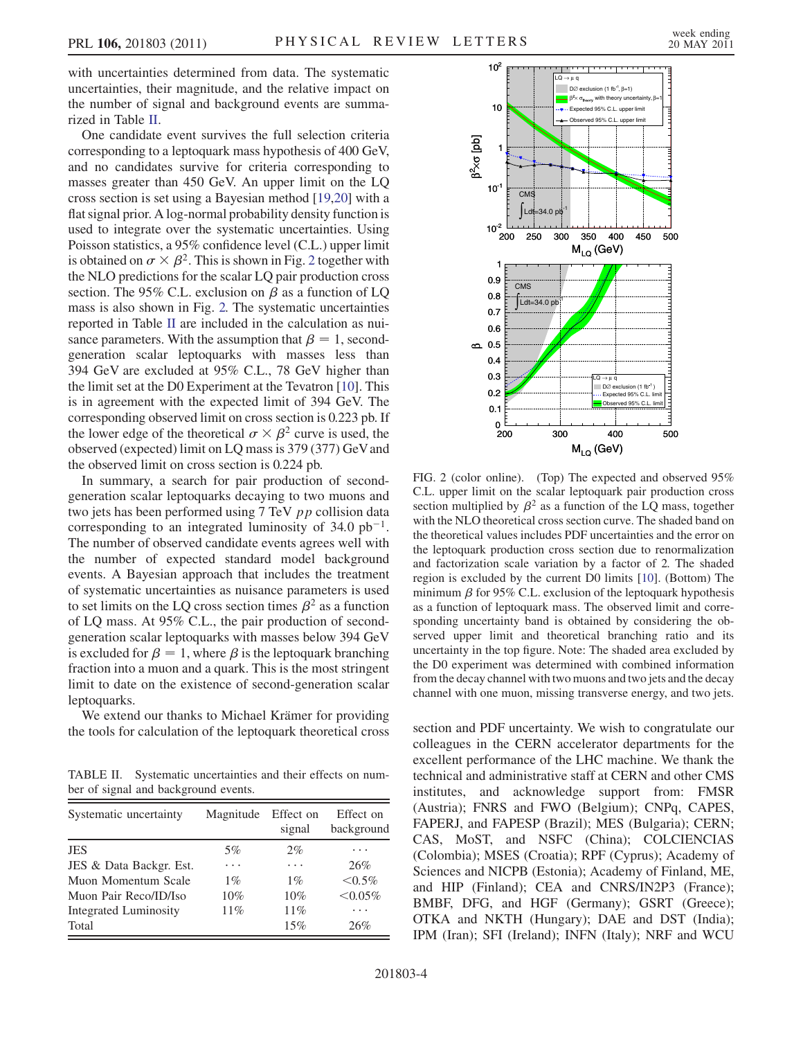with uncertainties determined from data. The systematic uncertainties, their magnitude, and the relative impact on the number of signal and background events are summarized in Table II.

One candidate event survives the full selection criteria corresponding to a leptoquark mass hypothesis of 400 GeV, and no candidates survive for criteria corresponding to masses greater than 450 GeV. An upper limit on the LQ cross section is set using a Bayesian method [19,20] with a flat signal prior. A log-normal probability density function is used to integrate over the systematic uncertainties. Using Poisson statistics, a 95% confidence level (C.L.) upper limit is obtained on $\sigma \times \beta^2$. This is shown in Fig. 2 together with the NLO predictions for the scalar LQ pair production cross section. The 95% C.L. exclusion on $\beta$ as a function of LQ mass is also shown in Fig. 2. The systematic uncertainties reported in Table II are included in the calculation as nuisance parameters. With the assumption that $\beta = 1$, second-generation scalar leptoquarks with masses less than 394 GeV are excluded at 95% C.L., 78 GeV higher than the limit set at the D0 Experiment at the Tevatron [10]. This is in agreement with the expected limit of 394 GeV. The corresponding observed limit on cross section is 0.223 pb. If the lower edge of the theoretical $\sigma \times \beta^2$ curve is used, the observed (expected) limit on LQ mass is 379 (377) GeV and the observed limit on cross section is 0.224 pb.

In summary, a search for pair production of second-generation scalar leptoquarks decaying to two muons and two jets has been performed using 7 TeV $pp$ collision data corresponding to an integrated luminosity of 34.0 $\text{pb}^{-1}$. The number of observed candidate events agrees well with the number of expected standard model background events. A Bayesian approach that includes the treatment of systematic uncertainties as nuisance parameters is used to set limits on the LQ cross section times $\beta^2$ as a function of LQ mass. At 95% C.L., the pair production of second-generation scalar leptoquarks with masses below 394 GeV is excluded for $\beta = 1$, where $\beta$ is the leptoquark branching fraction into a muon and a quark. This is the most stringent limit to date on the existence of second-generation scalar leptoquarks.

We extend our thanks to Michael Krämer for providing the tools for calculation of the leptoquark theoretical cross

TABLE II. Systematic uncertainties and their effects on number of signal and background events.

| Systematic uncertainty | Magnitude | Effect on signal | Effect on background |
|---|---|---|---|
| JES | 5% | 2% | ··· |
| JES & Data Backgr. Est. | ··· | ··· | 26% |
| Muon Momentum Scale | 1% | 1% | <0.5% |
| Muon Pair Reco/ID/Iso | 10% | 10% | <0.05% |
| Integrated Luminosity | 11% | 11% | ··· |
| Total | | 15% | 26% |

LQ → μ q
DØ exclusion (1 fb⁻¹, β=1)
β²× σ_theory with theory uncertainty, β=1
Expected 95% C.L. upper limit
Observed 95% C.L. upper limit
CMS
∫Ldt=34.0 pb⁻¹
β²×σ [pb]
M_LQ (GeV)

CMS
∫Ldt=34.0 pb⁻¹
LQ → μ q
DØ exclusion (1 fb⁻¹)
Expected 95% C.L. limit
Observed 95% C.L. limit
β
M_LQ (GeV)

FIG. 2 (color online). (Top) The expected and observed 95% C.L. upper limit on the scalar leptoquark pair production cross section multiplied by $\beta^2$ as a function of the LQ mass, together with the NLO theoretical cross section curve. The shaded band on the theoretical values includes PDF uncertainties and the error on the leptoquark production cross section due to renormalization and factorization scale variation by a factor of 2. The shaded region is excluded by the current D0 limits [10]. (Bottom) The minimum $\beta$ for 95% C.L. exclusion of the leptoquark hypothesis as a function of leptoquark mass. The observed limit and corresponding uncertainty band is obtained by considering the observed upper limit and theoretical branching ratio and its uncertainty in the top figure. Note: The shaded area excluded by the D0 experiment was determined with combined information from the decay channel with two muons and two jets and the decay channel with one muon, missing transverse energy, and two jets.

section and PDF uncertainty. We wish to congratulate our colleagues in the CERN accelerator departments for the excellent performance of the LHC machine. We thank the technical and administrative staff at CERN and other CMS institutes, and acknowledge support from: FMSR (Austria); FNRS and FWO (Belgium); CNPq, CAPES, FAPERJ, and FAPESP (Brazil); MES (Bulgaria); CERN; CAS, MoST, and NSFC (China); COLCIENCIAS (Colombia); MSES (Croatia); RPF (Cyprus); Academy of Sciences and NICPB (Estonia); Academy of Finland, ME, and HIP (Finland); CEA and CNRS/IN2P3 (France); BMBF, DFG, and HGF (Germany); GSRT (Greece); OTKA and NKTH (Hungary); DAE and DST (India); IPM (Iran); SFI (Ireland); INFN (Italy); NRF and WCU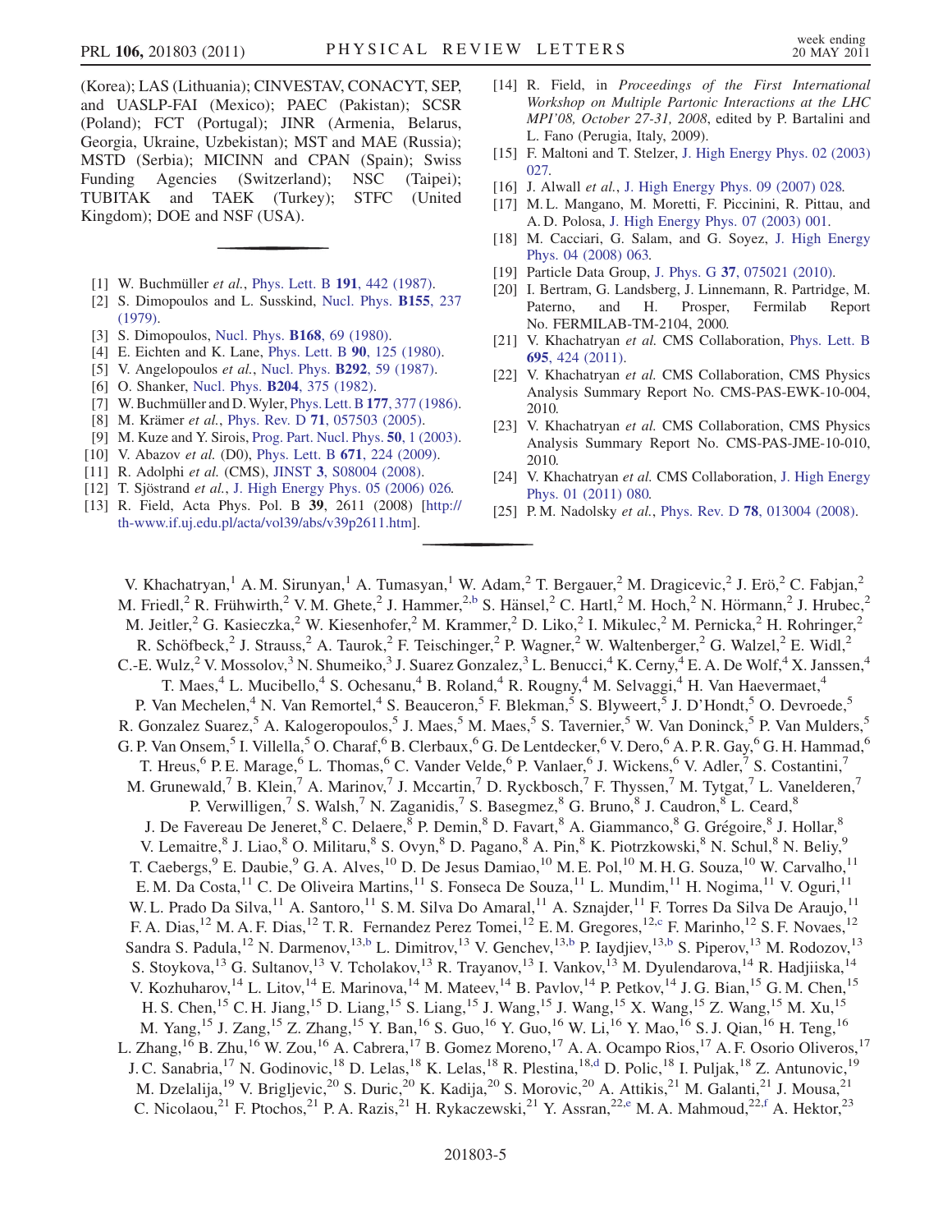(Korea); LAS (Lithuania); CINVESTAV, CONACYT, SEP, and UASLP-FAI (Mexico); PAEC (Pakistan); SCSR (Poland); FCT (Portugal); JINR (Armenia, Belarus, Georgia, Ukraine, Uzbekistan); MST and MAE (Russia); MSTD (Serbia); MICINN and CPAN (Spain); Swiss Funding Agencies (Switzerland); NSC (Taipei); TUBITAK and TAEK (Turkey); STFC (United Kingdom); DOE and NSF (USA).

---

[1] W. Buchmüller *et al.*, Phys. Lett. B **191**, 442 (1987).
[2] S. Dimopoulos and L. Susskind, Nucl. Phys. **B155**, 237 (1979).
[3] S. Dimopoulos, Nucl. Phys. **B168**, 69 (1980).
[4] E. Eichten and K. Lane, Phys. Lett. B **90**, 125 (1980).
[5] V. Angelopoulos *et al.*, Nucl. Phys. **B292**, 59 (1987).
[6] O. Shanker, Nucl. Phys. **B204**, 375 (1982).
[7] W. Buchmüller and D. Wyler, Phys. Lett. B **177**, 377 (1986).
[8] M. Krämer *et al.*, Phys. Rev. D **71**, 057503 (2005).
[9] M. Kuze and Y. Sirois, Prog. Part. Nucl. Phys. **50**, 1 (2003).
[10] V. Abazov *et al.* (D0), Phys. Lett. B **671**, 224 (2009).
[11] R. Adolphi *et al.* (CMS), JINST **3**, S08004 (2008).
[12] T. Sjöstrand *et al.*, J. High Energy Phys. 05 (2006) 026.
[13] R. Field, Acta Phys. Pol. B **39**, 2611 (2008) [http://th-www.if.uj.edu.pl/acta/vol39/abs/v39p2611.htm].
[14] R. Field, in *Proceedings of the First International Workshop on Multiple Partonic Interactions at the LHC MPI'08, October 27-31, 2008*, edited by P. Bartalini and L. Fano (Perugia, Italy, 2009).
[15] F. Maltoni and T. Stelzer, J. High Energy Phys. 02 (2003) 027.
[16] J. Alwall *et al.*, J. High Energy Phys. 09 (2007) 028.
[17] M. L. Mangano, M. Moretti, F. Piccinini, R. Pittau, and A. D. Polosa, J. High Energy Phys. 07 (2003) 001.
[18] M. Cacciari, G. Salam, and G. Soyez, J. High Energy Phys. 04 (2008) 063.
[19] Particle Data Group, J. Phys. G **37**, 075021 (2010).
[20] I. Bertram, G. Landsberg, J. Linnemann, R. Partridge, M. Paterno, and H. Prosper, Fermilab Report No. FERMILAB-TM-2104, 2000.
[21] V. Khachatryan *et al.* CMS Collaboration, Phys. Lett. B **695**, 424 (2011).
[22] V. Khachatryan *et al.* CMS Collaboration, CMS Physics Analysis Summary Report No. CMS-PAS-EWK-10-004, 2010.
[23] V. Khachatryan *et al.* CMS Collaboration, CMS Physics Analysis Summary Report No. CMS-PAS-JME-10-010, 2010.
[24] V. Khachatryan *et al.* CMS Collaboration, J. High Energy Phys. 01 (2011) 080.
[25] P. M. Nadolsky *et al.*, Phys. Rev. D **78**, 013004 (2008).

---

V. Khachatryan,[1] A. M. Sirunyan,[1] A. Tumasyan,[1] W. Adam,[2] T. Bergauer,[2] M. Dragicevic,[2] J. Erö,[2] C. Fabjan,[2] M. Friedl,[2] R. Frühwirth,[2] V. M. Ghete,[2] J. Hammer,[2,b] S. Hänsel,[2] C. Hartl,[2] M. Hoch,[2] N. Hörmann,[2] J. Hrubec,[2] M. Jeitler,[2] G. Kasieczka,[2] W. Kiesenhofer,[2] M. Krammer,[2] D. Liko,[2] I. Mikulec,[2] M. Pernicka,[2] H. Rohringer,[2] R. Schöfbeck,[2] J. Strauss,[2] A. Taurok,[2] F. Teischinger,[2] P. Wagner,[2] W. Waltenberger,[2] G. Walzel,[2] E. Widl,[2] C.-E. Wulz,[2] V. Mossolov,[3] N. Shumeiko,[3] J. Suarez Gonzalez,[3] L. Benucci,[4] K. Cerny,[4] E. A. De Wolf,[4] X. Janssen,[4] T. Maes,[4] L. Mucibello,[4] S. Ochesanu,[4] B. Roland,[4] R. Rougny,[4] M. Selvaggi,[4] H. Van Haevermaet,[4] P. Van Mechelen,[4] N. Van Remortel,[4] S. Beauceron,[5] F. Blekman,[5] S. Blyweert,[5] J. D'Hondt,[5] O. Devroede,[5] R. Gonzalez Suarez,[5] A. Kalogeropoulos,[5] J. Maes,[5] M. Maes,[5] S. Tavernier,[5] W. Van Doninck,[5] P. Van Mulders,[5] G. P. Van Onsem,[5] I. Villella,[5] O. Charaf,[6] B. Clerbaux,[6] G. De Lentdecker,[6] V. Dero,[6] A. P. R. Gay,[6] G. H. Hammad,[6] T. Hreus,[6] P. E. Marage,[6] L. Thomas,[6] C. Vander Velde,[6] P. Vanlaer,[6] J. Wickens,[6] V. Adler,[7] S. Costantini,[7] M. Grunewald,[7] B. Klein,[7] A. Marinov,[7] J. Mccartin,[7] D. Ryckbosch,[7] F. Thyssen,[7] M. Tytgat,[7] L. Vanelderen,[7] P. Verwilligen,[7] S. Walsh,[7] N. Zaganidis,[7] S. Basegmez,[8] G. Bruno,[8] J. Caudron,[8] L. Ceard,[8] J. De Favereau De Jeneret,[8] C. Delaere,[8] P. Demin,[8] D. Favart,[8] A. Giammanco,[8] G. Grégoire,[8] J. Hollar,[8] V. Lemaitre,[8] J. Liao,[8] O. Militaru,[8] S. Ovyn,[8] D. Pagano,[8] A. Pin,[8] K. Piotrzkowski,[8] N. Schul,[8] N. Beliy,[9] T. Caebergs,[9] E. Daubie,[9] G. A. Alves,[10] D. De Jesus Damiao,[10] M. E. Pol,[10] M. H. G. Souza,[10] W. Carvalho,[11] E. M. Da Costa,[11] C. De Oliveira Martins,[11] S. Fonseca De Souza,[11] L. Mundim,[11] H. Nogima,[11] V. Oguri,[11] W. L. Prado Da Silva,[11] A. Santoro,[11] S. M. Silva Do Amaral,[11] A. Sznajder,[11] F. Torres Da Silva De Araujo,[11] F. A. Dias,[12] M. A. F. Dias,[12] T. R. Fernandez Perez Tomei,[12] E. M. Gregores,[12,c] F. Marinho,[12] S. F. Novaes,[12] Sandra S. Padula,[12] N. Darmenov,[13,b] L. Dimitrov,[13] V. Genchev,[13,b] P. Iaydjiev,[13,b] S. Piperov,[13] M. Rodozov,[13] S. Stoykova,[13] G. Sultanov,[13] V. Tcholakov,[13] R. Trayanov,[13] I. Vankov,[13] M. Dyulendarova,[14] R. Hadjiiska,[14] V. Kozhuharov,[14] L. Litov,[14] E. Marinova,[14] M. Mateev,[14] B. Pavlov,[14] P. Petkov,[14] J. G. Bian,[15] G. M. Chen,[15] H. S. Chen,[15] C. H. Jiang,[15] D. Liang,[15] S. Liang,[15] J. Wang,[15] J. Wang,[15] X. Wang,[15] Z. Wang,[15] M. Xu,[15] M. Yang,[15] J. Zang,[15] Z. Zhang,[15] Y. Ban,[16] S. Guo,[16] Y. Guo,[16] W. Li,[16] Y. Mao,[16] S. J. Qian,[16] H. Teng,[16] L. Zhang,[16] B. Zhu,[16] W. Zou,[16] A. Cabrera,[17] B. Gomez Moreno,[17] A. A. Ocampo Rios,[17] A. F. Osorio Oliveros,[17] J. C. Sanabria,[17] N. Godinovic,[18] D. Lelas,[18] K. Lelas,[18] R. Plestina,[18,d] D. Polic,[18] I. Puljak,[18] Z. Antunovic,[19] M. Dzelalija,[19] V. Brigljevic,[20] S. Duric,[20] K. Kadija,[20] S. Morovic,[20] A. Attikis,[21] M. Galanti,[21] J. Mousa,[21] C. Nicolaou,[21] F. Ptochos,[21] P. A. Razis,[21] H. Rykaczewski,[21] Y. Assran,[22,e] M. A. Mahmoud,[22,f] A. Hektor,[23]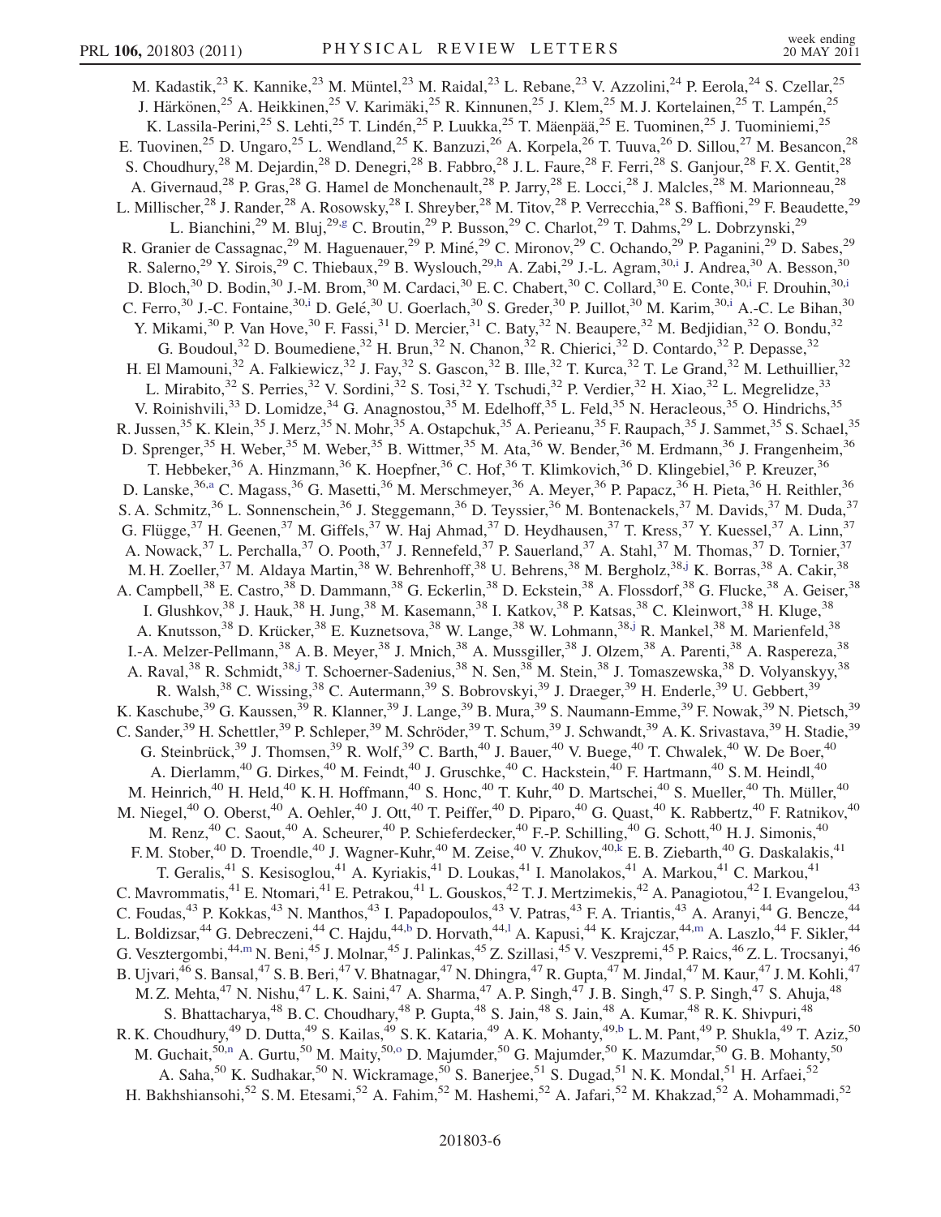M. Kadastik,[23] K. Kannike,[23] M. Müntel,[23] M. Raidal,[23] L. Rebane,[23] V. Azzolini,[24] P. Eerola,[24] S. Czellar,[25] J. Härkönen,[25] A. Heikkinen,[25] V. Karimäki,[25] R. Kinnunen,[25] J. Klem,[25] M. J. Kortelainen,[25] T. Lampén,[25] K. Lassila-Perini,[25] S. Lehti,[25] T. Lindén,[25] P. Luukka,[25] T. Mäenpää,[25] E. Tuominen,[25] J. Tuominiemi,[25] E. Tuovinen,[25] D. Ungaro,[25] L. Wendland,[25] K. Banzuzi,[26] A. Korpela,[26] T. Tuuva,[26] D. Sillou,[27] M. Besancon,[28] S. Choudhury,[28] M. Dejardin,[28] D. Denegri,[28] B. Fabbro,[28] J. L. Faure,[28] F. Ferri,[28] S. Ganjour,[28] F. X. Gentit,[28] A. Givernaud,[28] P. Gras,[28] G. Hamel de Monchenault,[28] P. Jarry,[28] E. Locci,[28] J. Malcles,[28] M. Marionneau,[28] L. Millischer,[28] J. Rander,[28] A. Rosowsky,[28] I. Shreyber,[28] M. Titov,[28] P. Verrecchia,[28] S. Baffioni,[29] F. Beaudette,[29] L. Bianchini,[29] M. Bluj,[29,g] C. Broutin,[29] P. Busson,[29] C. Charlot,[29] T. Dahms,[29] L. Dobrzynski,[29] R. Granier de Cassagnac,[29] M. Haguenauer,[29] P. Miné,[29] C. Mironov,[29] C. Ochando,[29] P. Paganini,[29] D. Sabes,[29] R. Salerno,[29] Y. Sirois,[29] C. Thiebaux,[29] B. Wyslouch,[29,h] A. Zabi,[29] J.-L. Agram,[30,i] J. Andrea,[30] A. Besson,[30] D. Bloch,[30] D. Bodin,[30] J.-M. Brom,[30] M. Cardaci,[30] E. C. Chabert,[30] C. Collard,[30] E. Conte,[30,i] F. Drouhin,[30,i] C. Ferro,[30] J.-C. Fontaine,[30,i] D. Gelé,[30] U. Goerlach,[30] S. Greder,[30] P. Juillot,[30] M. Karim,[30,i] A.-C. Le Bihan,[30] Y. Mikami,[30] P. Van Hove,[30] F. Fassi,[31] D. Mercier,[31] C. Baty,[32] N. Beaupere,[32] M. Bedjidian,[32] O. Bondu,[32] G. Boudoul,[32] D. Boumediene,[32] H. Brun,[32] N. Chanon,[32] R. Chierici,[32] D. Contardo,[32] P. Depasse,[32] H. El Mamouni,[32] A. Falkiewicz,[32] J. Fay,[32] S. Gascon,[32] B. Ille,[32] T. Kurca,[32] T. Le Grand,[32] M. Lethuillier,[32] L. Mirabito,[32] S. Perries,[32] V. Sordini,[32] S. Tosi,[32] Y. Tschudi,[32] P. Verdier,[32] H. Xiao,[32] L. Megrelidze,[33] V. Roinishvili,[33] D. Lomidze,[34] G. Anagnostou,[35] M. Edelhoff,[35] L. Feld,[35] N. Heracleous,[35] O. Hindrichs,[35] R. Jussen,[35] K. Klein,[35] J. Merz,[35] N. Mohr,[35] A. Ostapchuk,[35] A. Perieanu,[35] F. Raupach,[35] J. Sammet,[35] S. Schael,[35] D. Sprenger,[35] H. Weber,[35] M. Weber,[35] B. Wittmer,[35] M. Ata,[36] W. Bender,[36] M. Erdmann,[36] J. Frangenheim,[36] T. Hebbeker,[36] A. Hinzmann,[36] K. Hoepfner,[36] C. Hof,[36] T. Klimkovich,[36] D. Klingebiel,[36] P. Kreuzer,[36] D. Lanske,[36,a] C. Magass,[36] G. Masetti,[36] M. Merschmeyer,[36] A. Meyer,[36] P. Papacz,[36] H. Pieta,[36] H. Reithler,[36] S. A. Schmitz,[36] L. Sonnenschein,[36] J. Steggemann,[36] D. Teyssier,[36] M. Bontenackels,[37] M. Davids,[37] M. Duda,[37] G. Flügge,[37] H. Geenen,[37] M. Giffels,[37] W. Haj Ahmad,[37] D. Heydhausen,[37] T. Kress,[37] Y. Kuessel,[37] A. Linn,[37] A. Nowack,[37] L. Perchalla,[37] O. Pooth,[37] J. Rennefeld,[37] P. Sauerland,[37] A. Stahl,[37] M. Thomas,[37] D. Tornier,[37] M. H. Zoeller,[37] M. Aldaya Martin,[38] W. Behrenhoff,[38] U. Behrens,[38] M. Bergholz,[38,j] K. Borras,[38] A. Cakir,[38] A. Campbell,[38] E. Castro,[38] D. Dammann,[38] G. Eckerlin,[38] D. Eckstein,[38] A. Flossdorf,[38] G. Flucke,[38] A. Geiser,[38] I. Glushkov,[38] J. Hauk,[38] H. Jung,[38] M. Kasemann,[38] I. Katkov,[38] P. Katsas,[38] C. Kleinwort,[38] H. Kluge,[38] A. Knutsson,[38] D. Krücker,[38] E. Kuznetsova,[38] W. Lange,[38] W. Lohmann,[38,j] R. Mankel,[38] M. Marienfeld,[38] I.-A. Melzer-Pellmann,[38] A. B. Meyer,[38] J. Mnich,[38] A. Mussgiller,[38] J. Olzem,[38] A. Parenti,[38] A. Raspereza,[38] A. Raval,[38] R. Schmidt,[38,j] T. Schoerner-Sadenius,[38] N. Sen,[38] M. Stein,[38] J. Tomaszewska,[38] D. Volyanskyy,[38] R. Walsh,[38] C. Wissing,[38] C. Autermann,[39] S. Bobrovskyi,[39] J. Draeger,[39] H. Enderle,[39] U. Gebbert,[39] K. Kaschube,[39] G. Kaussen,[39] R. Klanner,[39] J. Lange,[39] B. Mura,[39] S. Naumann-Emme,[39] F. Nowak,[39] N. Pietsch,[39] C. Sander,[39] H. Schettler,[39] P. Schleper,[39] M. Schröder,[39] T. Schum,[39] J. Schwandt,[39] A. K. Srivastava,[39] H. Stadie,[39] G. Steinbrück,[39] J. Thomsen,[39] R. Wolf,[39] C. Barth,[40] J. Bauer,[40] V. Buege,[40] T. Chwalek,[40] W. De Boer,[40] A. Dierlamm,[40] G. Dirkes,[40] M. Feindt,[40] J. Gruschke,[40] C. Hackstein,[40] F. Hartmann,[40] S. M. Heindl,[40] M. Heinrich,[40] H. Held,[40] K. H. Hoffmann,[40] S. Honc,[40] T. Kuhr,[40] D. Martschei,[40] S. Mueller,[40] Th. Müller,[40] M. Niegel,[40] O. Oberst,[40] A. Oehler,[40] J. Ott,[40] T. Peiffer,[40] D. Piparo,[40] G. Quast,[40] K. Rabbertz,[40] F. Ratnikov,[40] M. Renz,[40] C. Saout,[40] A. Scheurer,[40] P. Schieferdecker,[40] F.-P. Schilling,[40] G. Schott,[40] H. J. Simonis,[40] F. M. Stober,[40] D. Troendle,[40] J. Wagner-Kuhr,[40] M. Zeise,[40] V. Zhukov,[40,k] E. B. Ziebarth,[40] G. Daskalakis,[41] T. Geralis,[41] S. Kesisoglou,[41] A. Kyriakis,[41] D. Loukas,[41] I. Manolakos,[41] A. Markou,[41] C. Markou,[41] C. Mavrommatis,[41] E. Ntomari,[41] E. Petrakou,[41] L. Gouskos,[42] T. J. Mertzimekis,[42] A. Panagiotou,[42] I. Evangelou,[43] C. Foudas,[43] P. Kokkas,[43] N. Manthos,[43] I. Papadopoulos,[43] V. Patras,[43] F. A. Triantis,[43] A. Aranyi,[44] G. Bencze,[44] L. Boldizsar,[44] G. Debreczeni,[44] C. Hajdu,[44,b] D. Horvath,[44,l] A. Kapusi,[44] K. Krajczar,[44,m] A. Laszlo,[44] F. Sikler,[44] G. Vesztergombi,[44,m] N. Beni,[45] J. Molnar,[45] J. Palinkas,[45] Z. Szillasi,[45] V. Veszpremi,[45] P. Raics,[46] Z. L. Trocsanyi,[46] B. Ujvari,[46] S. Bansal,[47] S. B. Beri,[47] V. Bhatnagar,[47] N. Dhingra,[47] R. Gupta,[47] M. Jindal,[47] M. Kaur,[47] J. M. Kohli,[47] M. Z. Mehta,[47] N. Nishu,[47] L. K. Saini,[47] A. Sharma,[47] A. P. Singh,[47] J. B. Singh,[47] S. P. Singh,[47] S. Ahuja,[48] S. Bhattacharya,[48] B. C. Choudhary,[48] P. Gupta,[48] S. Jain,[48] S. Jain,[48] A. Kumar,[48] R. K. Shivpuri,[48] R. K. Choudhury,[49] D. Dutta,[49] S. Kailas,[49] S. K. Kataria,[49] A. K. Mohanty,[49,b] L. M. Pant,[49] P. Shukla,[49] T. Aziz,[50] M. Guchait,[50,n] A. Gurtu,[50] M. Maity,[50,o] D. Majumder,[50] G. Majumder,[50] K. Mazumdar,[50] G. B. Mohanty,[50] A. Saha,[50] K. Sudhakar,[50] N. Wickramage,[50] S. Banerjee,[51] S. Dugad,[51] N. K. Mondal,[51] H. Arfaei,[52] H. Bakhshiansohi,[52] S. M. Etesami,[52] A. Fahim,[52] M. Hashemi,[52] A. Jafari,[52] M. Khakzad,[52] A. Mohammadi,[52]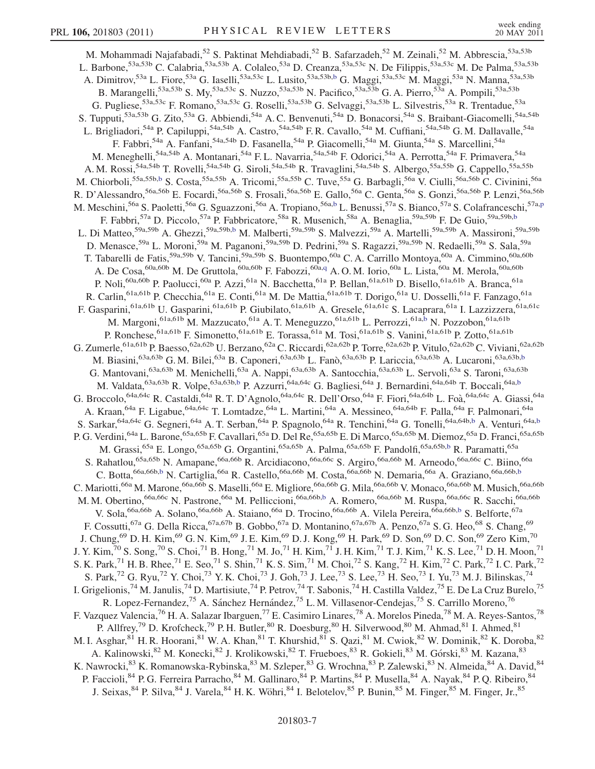M. Mohammadi Najafabadi,[52] S. Paktinat Mehdiabadi,[52] B. Safarzadeh,[52] M. Zeinali,[52] M. Abbrescia,[53a,53b] L. Barbone,[53a,53b] C. Calabria,[53a,53b] A. Colaleo,[53a] D. Creanza,[53a,53c] N. De Filippis,[53a,53c] M. De Palma,[53a,53b] A. Dimitrov,[53a] L. Fiore,[53a] G. Iaselli,[53a,53c] L. Lusito,[53a,53b,b] G. Maggi,[53a,53c] M. Maggi,[53a] N. Manna,[53a,53b] B. Marangelli,[53a,53b] S. My,[53a,53c] S. Nuzzo,[53a,53b] N. Pacifico,[53a,53b] G. A. Pierro,[53a] A. Pompili,[53a,53b] G. Pugliese,[53a,53c] F. Romano,[53a,53c] G. Roselli,[53a,53b] G. Selvaggi,[53a,53b] L. Silvestris,[53a] R. Trentadue,[53a] S. Tupputi,[53a,53b] G. Zito,[53a] G. Abbiendi,[54a] A. C. Benvenuti,[54a] D. Bonacorsi,[54a] S. Braibant-Giacomelli,[54a,54b] L. Brigliadori,[54a] P. Capiluppi,[54a,54b] A. Castro,[54a,54b] F. R. Cavallo,[54a] M. Cuffiani,[54a,54b] G. M. Dallavalle,[54a] F. Fabbri,[54a] A. Fanfani,[54a,54b] D. Fasanella,[54a] P. Giacomelli,[54a] M. Giunta,[54a] S. Marcellini,[54a] M. Meneghelli,[54a,54b] A. Montanari,[54a] F. L. Navarria,[54a,54b] F. Odorici,[54a] A. Perrotta,[54a] F. Primavera,[54a] A. M. Rossi,[54a,54b] T. Rovelli,[54a,54b] G. Siroli,[54a,54b] R. Travaglini,[54a,54b] S. Albergo,[55a,55b] G. Cappello,[55a,55b] M. Chiorboli,[55a,55b,b] S. Costa,[55a,55b] A. Tricomi,[55a,55b] C. Tuve,[55a] G. Barbagli,[56a] V. Ciulli,[56a,56b] C. Civinini,[56a] R. D'Alessandro,[56a,56b] E. Focardi,[56a,56b] S. Frosali,[56a,56b] E. Gallo,[56a] C. Genta,[56a] S. Gonzi,[56a,56b] P. Lenzi,[56a,56b] M. Meschini,[56a] S. Paoletti,[56a] G. Sguazzoni,[56a] A. Tropiano,[56a,b] L. Benussi,[57a] S. Bianco,[57a] S. Colafranceschi,[57a,p] F. Fabbri,[57a] D. Piccolo,[57a] P. Fabbricatore,[58a] R. Musenich,[58a] A. Benaglia,[59a,59b] F. De Guio,[59a,59b,b] L. Di Matteo,[59a,59b] A. Ghezzi,[59a,59b,b] M. Malberti,[59a,59b] S. Malvezzi,[59a] A. Martelli,[59a,59b] A. Massironi,[59a,59b] D. Menasce,[59a] L. Moroni,[59a] M. Paganoni,[59a,59b] D. Pedrini,[59a] S. Ragazzi,[59a,59b] N. Redaelli,[59a] S. Sala,[59a] T. Tabarelli de Fatis,[59a,59b] V. Tancini,[59a,59b] S. Buontempo,[60a] C. A. Carrillo Montoya,[60a] A. Cimmino,[60a,60b] A. De Cosa,[60a,60b] M. De Gruttola,[60a,60b] F. Fabozzi,[60a,q] A. O. M. Iorio,[60a] L. Lista,[60a] M. Merola,[60a,60b] P. Noli,[60a,60b] P. Paolucci,[60a] P. Azzi,[61a] N. Bacchetta,[61a] P. Bellan,[61a,61b] D. Bisello,[61a,61b] A. Branca,[61a] R. Carlin,[61a,61b] P. Checchia,[61a] E. Conti,[61a] M. De Mattia,[61a,61b] T. Dorigo,[61a] U. Dosselli,[61a] F. Fanzago,[61a] F. Gasparini,[61a,61b] U. Gasparini,[61a,61b] P. Giubilato,[61a,61b] A. Gresele,[61a,61c] S. Lacaprara,[61a] I. Lazzizzera,[61a,61c] M. Margoni,[61a,61b] M. Mazzucato,[61a] A. T. Meneguzzo,[61a,61b] L. Perrozzi,[61a,b] N. Pozzobon,[61a,61b] P. Ronchese,[61a,61b] F. Simonetto,[61a,61b] E. Torassa,[61a] M. Tosi,[61a,61b] S. Vanini,[61a,61b] P. Zotto,[61a,61b] G. Zumerle,[61a,61b] P. Baesso,[62a,62b] U. Berzano,[62a] C. Riccardi,[62a,62b] P. Torre,[62a,62b] P. Vitulo,[62a,62b] C. Viviani,[62a,62b] M. Biasini,[63a,63b] G. M. Bilei,[63a] B. Caponeri,[63a,63b] L. Fanò,[63a,63b] P. Lariccia,[63a,63b] A. Lucaroni,[63a,63b,b] G. Mantovani,[63a,63b] M. Menichelli,[63a] A. Nappi,[63a,63b] A. Santocchia,[63a,63b] L. Servoli,[63a] S. Taroni,[63a,63b] M. Valdata,[63a,63b] R. Volpe,[63a,63b,b] P. Azzurri,[64a,64c] G. Bagliesi,[64a] J. Bernardini,[64a,64b] T. Boccali,[64a,b] G. Broccolo,[64a,64c] R. Castaldi,[64a] R. T. D'Agnolo,[64a,64c] R. Dell'Orso,[64a] F. Fiori,[64a,64b] L. Foà,[64a,64c] A. Giassi,[64a] A. Kraan,[64a] F. Ligabue,[64a,64c] T. Lomtadze,[64a] L. Martini,[64a] A. Messineo,[64a,64b] F. Palla,[64a] F. Palmonari,[64a] S. Sarkar,[64a,64c] G. Segneri,[64a] A. T. Serban,[64a] P. Spagnolo,[64a] R. Tenchini,[64a] G. Tonelli,[64a,64b,b] A. Venturi,[64a,b] P. G. Verdini,[64a] L. Barone,[65a,65b] F. Cavallari,[65a] D. Del Re,[65a,65b] E. Di Marco,[65a,65b] M. Diemoz,[65a] D. Franci,[65a,65b] M. Grassi,[65a] E. Longo,[65a,65b] G. Organtini,[65a,65b] A. Palma,[65a,65b] F. Pandolfi,[65a,65b,b] R. Paramatti,[65a] S. Rahatlou,[65a,65b] N. Amapane,[66a,66b] R. Arcidiacono,[66a,66c] S. Argiro,[66a,66b] M. Arneodo,[66a,66c] C. Biino,[66a] C. Botta,[66a,66b,b] N. Cartiglia,[66a] R. Castello,[66a,66b] M. Costa,[66a,66b] N. Demaria,[66a] A. Graziano,[66a,66b,b] C. Mariotti,[66a] M. Marone,[66a,66b] S. Maselli,[66a] E. Migliore,[66a,66b] G. Mila,[66a,66b] V. Monaco,[66a,66b] M. Musich,[66a,66b] M. M. Obertino,[66a,66c] N. Pastrone,[66a] M. Pelliccioni,[66a,66b,b] A. Romero,[66a,66b] M. Ruspa,[66a,66c] R. Sacchi,[66a,66b] V. Sola,[66a,66b] A. Solano,[66a,66b] A. Staiano,[66a] D. Trocino,[66a,66b] A. Vilela Pereira,[66a,66b,b] S. Belforte,[67a] F. Cossutti,[67a] G. Della Ricca,[67a,67b] B. Gobbo,[67a] D. Montanino,[67a,67b] A. Penzo,[67a] S. G. Heo,[68] S. Chang,[69] J. Chung,[69] D. H. Kim,[69] G. N. Kim,[69] J. E. Kim,[69] D. J. Kong,[69] H. Park,[69] D. Son,[69] D. C. Son,[69] Zero Kim,[70] J. Y. Kim,[70] S. Song,[70] S. Choi,[71] B. Hong,[71] M. Jo,[71] H. Kim,[71] J. H. Kim,[71] T. J. Kim,[71] K. S. Lee,[71] D. H. Moon,[71] S. K. Park,[71] H. B. Rhee,[71] E. Seo,[71] S. Shin,[71] K. S. Sim,[71] M. Choi,[72] S. Kang,[72] H. Kim,[72] C. Park,[72] I. C. Park,[72] S. Park,[72] G. Ryu,[72] Y. Choi,[73] Y. K. Choi,[73] J. Goh,[73] J. Lee,[73] S. Lee,[73] H. Seo,[73] I. Yu,[73] M. J. Bilinskas,[74] I. Grigelionis,[74] M. Janulis,[74] D. Martisiute,[74] P. Petrov,[74] T. Sabonis,[74] H. Castilla Valdez,[75] E. De La Cruz Burelo,[75] R. Lopez-Fernandez,[75] A. Sánchez Hernández,[75] L. M. Villasenor-Cendejas,[75] S. Carrillo Moreno,[76] F. Vazquez Valencia,[76] H. A. Salazar Ibarguen,[77] E. Casimiro Linares,[78] A. Morelos Pineda,[78] M. A. Reyes-Santos,[78] P. Allfrey,[79] D. Krofcheck,[79] P. H. Butler,[80] R. Doesburg,[80] H. Silverwood,[80] M. Ahmad,[81] I. Ahmed,[81] M. I. Asghar,[81] H. R. Hoorani,[81] W. A. Khan,[81] T. Khurshid,[81] S. Qazi,[81] M. Cwiok,[82] W. Dominik,[82] K. Doroba,[82] A. Kalinowski,[82] M. Konecki,[82] J. Krolikowski,[82] T. Frueboes,[83] R. Gokieli,[83] M. Górski,[83] M. Kazana,[83] K. Nawrocki,[83] K. Romanowska-Rybinska,[83] M. Szleper,[83] G. Wrochna,[83] P. Zalewski,[83] N. Almeida,[84] A. David,[84] P. Faccioli,[84] P. G. Ferreira Parracho,[84] M. Gallinaro,[84] P. Martins,[84] P. Musella,[84] A. Nayak,[84] P. Q. Ribeiro,[84] J. Seixas,[84] P. Silva,[84] J. Varela,[84] H. K. Wöhri,[84] I. Belotelov,[85] P. Bunin,[85] M. Finger,[85] M. Finger, Jr.,[85]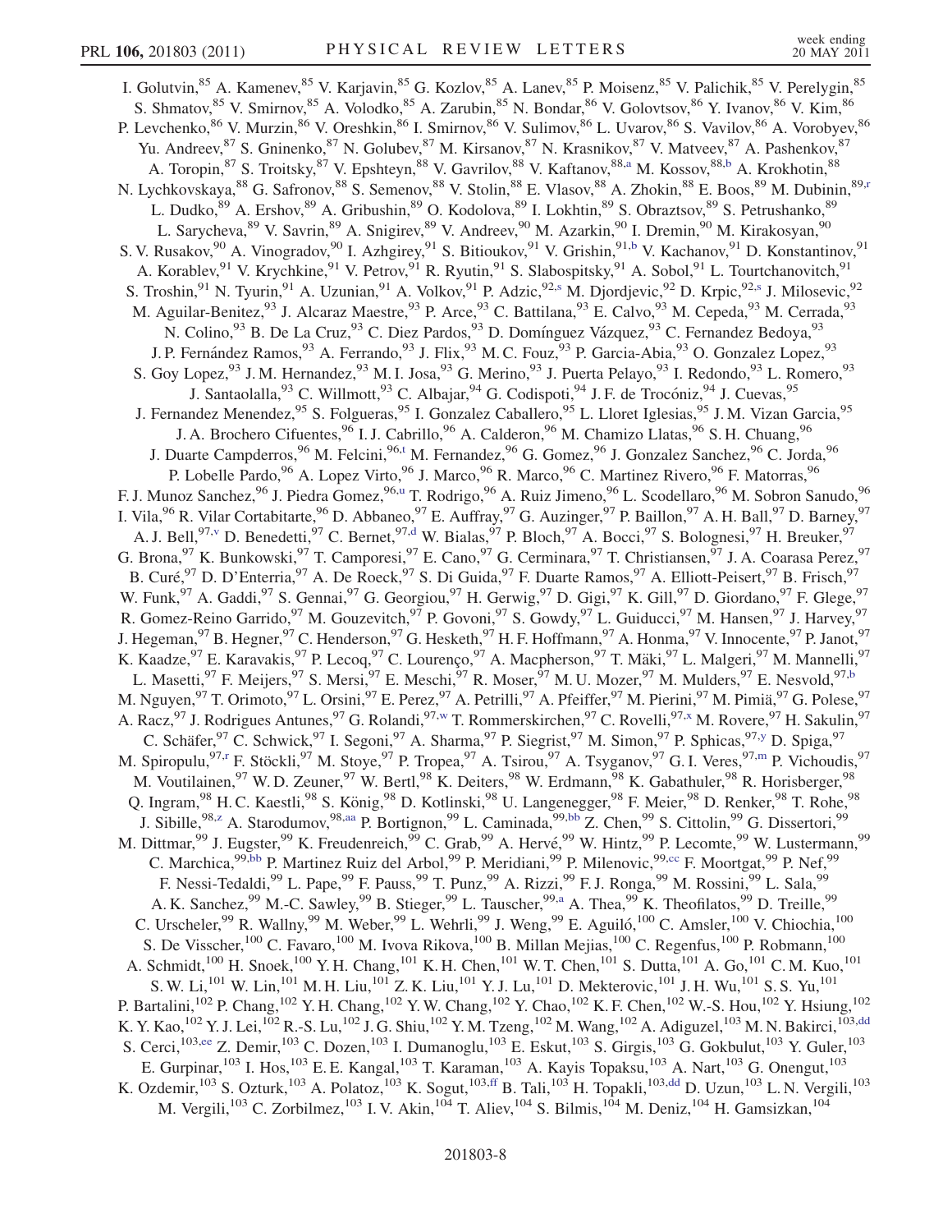I. Golutvin,[85] A. Kamenev,[85] V. Karjavin,[85] G. Kozlov,[85] A. Lanev,[85] P. Moisenz,[85] V. Palichik,[85] V. Perelygin,[85] S. Shmatov,[85] V. Smirnov,[85] A. Volodko,[85] A. Zarubin,[85] N. Bondar,[86] V. Golovtsov,[86] Y. Ivanov,[86] V. Kim,[86] P. Levchenko,[86] V. Murzin,[86] V. Oreshkin,[86] I. Smirnov,[86] V. Sulimov,[86] L. Uvarov,[86] S. Vavilov,[86] A. Vorobyev,[86] Yu. Andreev,[87] S. Gninenko,[87] N. Golubev,[87] M. Kirsanov,[87] N. Krasnikov,[87] V. Matveev,[87] A. Pashenkov,[87] A. Toropin,[87] S. Troitsky,[87] V. Epshteyn,[88] V. Gavrilov,[88] V. Kaftanov,[88,a] M. Kossov,[88,b] A. Krokhotin,[88] N. Lychkovskaya,[88] G. Safronov,[88] S. Semenov,[88] V. Stolin,[88] E. Vlasov,[88] A. Zhokin,[88] E. Boos,[89] M. Dubinin,[89,r] L. Dudko,[89] A. Ershov,[89] A. Gribushin,[89] O. Kodolova,[89] I. Lokhtin,[89] S. Obraztsov,[89] S. Petrushanko,[89] L. Sarycheva,[89] V. Savrin,[89] A. Snigirev,[89] V. Andreev,[90] M. Azarkin,[90] I. Dremin,[90] M. Kirakosyan,[90] S. V. Rusakov,[90] A. Vinogradov,[90] I. Azhgirey,[91] S. Bitioukov,[91] V. Grishin,[91,b] V. Kachanov,[91] D. Konstantinov,[91] A. Korablev,[91] V. Krychkine,[91] V. Petrov,[91] R. Ryutin,[91] S. Slabospitsky,[91] A. Sobol,[91] L. Tourtchanovitch,[91] S. Troshin,[91] N. Tyurin,[91] A. Uzunian,[91] A. Volkov,[91] P. Adzic,[92,s] M. Djordjevic,[92] D. Krpic,[92,s] J. Milosevic,[92] M. Aguilar-Benitez,[93] J. Alcaraz Maestre,[93] P. Arce,[93] C. Battilana,[93] E. Calvo,[93] M. Cepeda,[93] M. Cerrada,[93] N. Colino,[93] B. De La Cruz,[93] C. Diez Pardos,[93] D. Domínguez Vázquez,[93] C. Fernandez Bedoya,[93] J. P. Fernández Ramos,[93] A. Ferrando,[93] J. Flix,[93] M. C. Fouz,[93] P. Garcia-Abia,[93] O. Gonzalez Lopez,[93] S. Goy Lopez,[93] J. M. Hernandez,[93] M. I. Josa,[93] G. Merino,[93] J. Puerta Pelayo,[93] I. Redondo,[93] L. Romero,[93] J. Santaolalla,[93] C. Willmott,[93] C. Albajar,[94] G. Codispoti,[94] J. F. de Trocóniz,[94] J. Cuevas,[95] J. Fernandez Menendez,[95] S. Folgueras,[95] I. Gonzalez Caballero,[95] L. Lloret Iglesias,[95] J. M. Vizan Garcia,[95] J. A. Brochero Cifuentes,[96] I. J. Cabrillo,[96] A. Calderon,[96] M. Chamizo Llatas,[96] S. H. Chuang,[96] J. Duarte Campderros,[96] M. Felcini,[96,t] M. Fernandez,[96] G. Gomez,[96] J. Gonzalez Sanchez,[96] C. Jorda,[96] P. Lobelle Pardo,[96] A. Lopez Virto,[96] J. Marco,[96] R. Marco,[96] C. Martinez Rivero,[96] F. Matorras,[96] F. J. Munoz Sanchez,[96] J. Piedra Gomez,[96,u] T. Rodrigo,[96] A. Ruiz Jimeno,[96] L. Scodellaro,[96] M. Sobron Sanudo,[96] I. Vila,[96] R. Vilar Cortabitarte,[96] D. Abbaneo,[97] E. Auffray,[97] G. Auzinger,[97] P. Baillon,[97] A. H. Ball,[97] D. Barney,[97] A. J. Bell,[97,v] D. Benedetti,[97] C. Bernet,[97,d] W. Bialas,[97] P. Bloch,[97] A. Bocci,[97] S. Bolognesi,[97] H. Breuker,[97] G. Brona,[97] K. Bunkowski,[97] T. Camporesi,[97] E. Cano,[97] G. Cerminara,[97] T. Christiansen,[97] J. A. Coarasa Perez,[97] B. Curé,[97] D. D'Enterria,[97] A. De Roeck,[97] S. Di Guida,[97] F. Duarte Ramos,[97] A. Elliott-Peisert,[97] B. Frisch,[97] W. Funk,[97] A. Gaddi,[97] S. Gennai,[97] G. Georgiou,[97] H. Gerwig,[97] D. Gigi,[97] K. Gill,[97] D. Giordano,[97] F. Glege,[97] R. Gomez-Reino Garrido,[97] M. Gouzevitch,[97] P. Govoni,[97] S. Gowdy,[97] L. Guiducci,[97] M. Hansen,[97] J. Harvey,[97] J. Hegeman,[97] B. Hegner,[97] C. Henderson,[97] G. Hesketh,[97] H. F. Hoffmann,[97] A. Honma,[97] V. Innocente,[97] P. Janot,[97] K. Kaadze,[97] E. Karavakis,[97] P. Lecoq,[97] C. Lourenço,[97] A. Macpherson,[97] T. Mäki,[97] L. Malgeri,[97] M. Mannelli,[97] L. Masetti,[97] F. Meijers,[97] S. Mersi,[97] E. Meschi,[97] R. Moser,[97] M. U. Mozer,[97] M. Mulders,[97] E. Nesvold,[97,b] M. Nguyen,[97] T. Orimoto,[97] L. Orsini,[97] E. Perez,[97] A. Petrilli,[97] A. Pfeiffer,[97] M. Pierini,[97] M. Pimiä,[97] G. Polese,[97] A. Racz,[97] J. Rodrigues Antunes,[97] G. Rolandi,[97,w] T. Rommerskirchen,[97] C. Rovelli,[97,x] M. Rovere,[97] H. Sakulin,[97] C. Schäfer,[97] C. Schwick,[97] I. Segoni,[97] A. Sharma,[97] P. Siegrist,[97] M. Simon,[97] P. Sphicas,[97,y] D. Spiga,[97] M. Spiropulu,[97,r] F. Stöckli,[97] M. Stoye,[97] P. Tropea,[97] A. Tsirou,[97] A. Tsyganov,[97] G. I. Veres,[97,m] P. Vichoudis,[97] M. Voutilainen,[97] W. D. Zeuner,[97] W. Bertl,[98] K. Deiters,[98] W. Erdmann,[98] K. Gabathuler,[98] R. Horisberger,[98] Q. Ingram,[98] H. C. Kaestli,[98] S. König,[98] D. Kotlinski,[98] U. Langenegger,[98] F. Meier,[98] D. Renker,[98] T. Rohe,[98] J. Sibille,[98,z] A. Starodumov,[98,aa] P. Bortignon,[99] L. Caminada,[99,bb] Z. Chen,[99] S. Cittolin,[99] G. Dissertori,[99] M. Dittmar,[99] J. Eugster,[99] K. Freudenreich,[99] C. Grab,[99] A. Hervé,[99] W. Hintz,[99] P. Lecomte,[99] W. Lustermann,[99] C. Marchica,[99,bb] P. Martinez Ruiz del Arbol,[99] P. Meridiani,[99] P. Milenovic,[99,cc] F. Moortgat,[99] P. Nef,[99] F. Nessi-Tedaldi,[99] L. Pape,[99] F. Pauss,[99] T. Punz,[99] A. Rizzi,[99] F. J. Ronga,[99] M. Rossini,[99] L. Sala,[99] A. K. Sanchez,[99] M.-C. Sawley,[99] B. Stieger,[99] L. Tauscher,[99,a] A. Thea,[99] K. Theofilatos,[99] D. Treille,[99] C. Urscheler,[99] R. Wallny,[99] M. Weber,[99] L. Wehrli,[99] J. Weng,[99] E. Aguiló,[100] C. Amsler,[100] V. Chiochia,[100] S. De Visscher,[100] C. Favaro,[100] M. Ivova Rikova,[100] B. Millan Mejias,[100] C. Regenfus,[100] P. Robmann,[100] A. Schmidt,[100] H. Snoek,[100] Y. H. Chang,[101] K. H. Chen,[101] W. T. Chen,[101] S. Dutta,[101] A. Go,[101] C. M. Kuo,[101] S. W. Li,[101] W. Lin,[101] M. H. Liu,[101] Z. K. Liu,[101] Y. J. Lu,[101] D. Mekterovic,[101] J. H. Wu,[101] S. S. Yu,[101] P. Bartalini,[102] P. Chang,[102] Y. H. Chang,[102] Y. W. Chang,[102] Y. Chao,[102] K. F. Chen,[102] W.-S. Hou,[102] Y. Hsiung,[102] K. Y. Kao,[102] Y. J. Lei,[102] R.-S. Lu,[102] J. G. Shiu,[102] Y. M. Tzeng,[102] M. Wang,[102] A. Adiguzel,[103] M. N. Bakirci,[103,dd] S. Cerci,[103,ee] Z. Demir,[103] C. Dozen,[103] I. Dumanoglu,[103] E. Eskut,[103] S. Girgis,[103] G. Gokbulut,[103] Y. Guler,[103] E. Gurpinar,[103] I. Hos,[103] E. E. Kangal,[103] T. Karaman,[103] A. Kayis Topaksu,[103] A. Nart,[103] G. Onengut,[103] K. Ozdemir,[103] S. Ozturk,[103] A. Polatoz,[103] K. Sogut,[103,ff] B. Tali,[103] H. Topakli,[103,dd] D. Uzun,[103] L. N. Vergili,[103] M. Vergili,[103] C. Zorbilmez,[103] I. V. Akin,[104] T. Aliev,[104] S. Bilmis,[104] M. Deniz,[104] H. Gamsizkan,[104]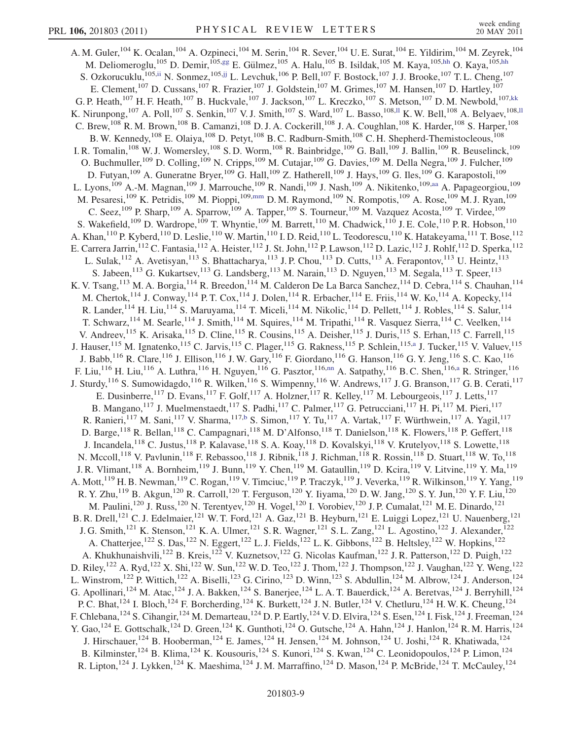A. M. Guler,[104] K. Ocalan,[104] A. Ozpineci,[104] M. Serin,[104] R. Sever,[104] U. E. Surat,[104] E. Yildirim,[104] M. Zeyrek,[104] M. Deliomeroglu,[105] D. Demir,[105,gg] E. Gülmez,[105] A. Halu,[105] B. Isildak,[105] M. Kaya,[105,hh] O. Kaya,[105,hh] S. Ozkorucuklu,[105,ii] N. Sonmez,[105,jj] L. Levchuk,[106] P. Bell,[107] F. Bostock,[107] J. J. Brooke,[107] T. L. Cheng,[107] E. Clement,[107] D. Cussans,[107] R. Frazier,[107] J. Goldstein,[107] M. Grimes,[107] M. Hansen,[107] D. Hartley,[107] G. P. Heath,[107] H. F. Heath,[107] B. Huckvale,[107] J. Jackson,[107] L. Kreczko,[107] S. Metson,[107] D. M. Newbold,[107,kk] K. Nirunpong,[107] A. Poll,[107] S. Senkin,[107] V. J. Smith,[107] S. Ward,[107] L. Basso,[108,ll] K. W. Bell,[108] A. Belyaev,[108,ll] C. Brew,[108] R. M. Brown,[108] B. Camanzi,[108] D. J. A. Cockerill,[108] J. A. Coughlan,[108] K. Harder,[108] S. Harper,[108] B. W. Kennedy,[108] E. Olaiya,[108] D. Petyt,[108] B. C. Radburn-Smith,[108] C. H. Shepherd-Themistocleous,[108] I. R. Tomalin,[108] W. J. Womersley,[108] S. D. Worm,[108] R. Bainbridge,[109] G. Ball,[109] J. Ballin,[109] R. Beuselinck,[109] O. Buchmuller,[109] D. Colling,[109] N. Cripps,[109] M. Cutajar,[109] G. Davies,[109] M. Della Negra,[109] J. Fulcher,[109] D. Futyan,[109] A. Guneratne Bryer,[109] G. Hall,[109] Z. Hatherell,[109] J. Hays,[109] G. Iles,[109] G. Karapostoli,[109] L. Lyons,[109] A.-M. Magnan,[109] J. Marrouche,[109] R. Nandi,[109] J. Nash,[109] A. Nikitenko,[109,aa] A. Papageorgiou,[109] M. Pesaresi,[109] K. Petridis,[109] M. Pioppi,[109,mm] D. M. Raymond,[109] N. Rompotis,[109] A. Rose,[109] M. J. Ryan,[109] C. Seez,[109] P. Sharp,[109] A. Sparrow,[109] A. Tapper,[109] S. Tourneur,[109] M. Vazquez Acosta,[109] T. Virdee,[109] S. Wakefield,[109] D. Wardrope,[109] T. Whyntie,[109] M. Barrett,[110] M. Chadwick,[110] J. E. Cole,[110] P. R. Hobson,[110] A. Khan,[110] P. Kyberd,[110] D. Leslie,[110] W. Martin,[110] I. D. Reid,[110] L. Teodorescu,[110] K. Hatakeyama,[111] T. Bose,[112] E. Carrera Jarrin,[112] C. Fantasia,[112] A. Heister,[112] J. St. John,[112] P. Lawson,[112] D. Lazic,[112] J. Rohlf,[112] D. Sperka,[112] L. Sulak,[112] A. Avetisyan,[113] S. Bhattacharya,[113] J. P. Chou,[113] D. Cutts,[113] A. Ferapontov,[113] U. Heintz,[113] S. Jabeen,[113] G. Kukartsev,[113] G. Landsberg,[113] M. Narain,[113] D. Nguyen,[113] M. Segala,[113] T. Speer,[113] K. V. Tsang,[113] M. A. Borgia,[114] R. Breedon,[114] M. Calderon De La Barca Sanchez,[114] D. Cebra,[114] S. Chauhan,[114] M. Chertok,[114] J. Conway,[114] P. T. Cox,[114] J. Dolen,[114] R. Erbacher,[114] E. Friis,[114] W. Ko,[114] A. Kopecky,[114] R. Lander,[114] H. Liu,[114] S. Maruyama,[114] T. Miceli,[114] M. Nikolic,[114] D. Pellett,[114] J. Robles,[114] S. Salur,[114] T. Schwarz,[114] M. Searle,[114] J. Smith,[114] M. Squires,[114] M. Tripathi,[114] R. Vasquez Sierra,[114] C. Veelken,[114] V. Andreev,[115] K. Arisaka,[115] D. Cline,[115] R. Cousins,[115] A. Deisher,[115] J. Duris,[115] S. Erhan,[115] C. Farrell,[115] J. Hauser,[115] M. Ignatenko,[115] C. Jarvis,[115] C. Plager,[115] G. Rakness,[115] P. Schlein,[115,a] J. Tucker,[115] V. Valuev,[115] J. Babb,[116] R. Clare,[116] J. Ellison,[116] J. W. Gary,[116] F. Giordano,[116] G. Hanson,[116] G. Y. Jeng,[116] S. C. Kao,[116] F. Liu,[116] H. Liu,[116] A. Luthra,[116] H. Nguyen,[116] G. Pasztor,[116,nn] A. Satpathy,[116] B. C. Shen,[116,a] R. Stringer,[116] J. Sturdy,[116] S. Sumowidagdo,[116] R. Wilken,[116] S. Wimpenny,[116] W. Andrews,[117] J. G. Branson,[117] G. B. Cerati,[117] E. Dusinberre,[117] D. Evans,[117] F. Golf,[117] A. Holzner,[117] R. Kelley,[117] M. Lebourgeois,[117] J. Letts,[117] B. Mangano,[117] J. Muelmenstaedt,[117] S. Padhi,[117] C. Palmer,[117] G. Petrucciani,[117] H. Pi,[117] M. Pieri,[117] R. Ranieri,[117] M. Sani,[117] V. Sharma,[117,b] S. Simon,[117] Y. Tu,[117] A. Vartak,[117] F. Würthwein,[117] A. Yagil,[117] D. Barge,[118] R. Bellan,[118] C. Campagnari,[118] M. D'Alfonso,[118] T. Danielson,[118] K. Flowers,[118] P. Geffert,[118] J. Incandela,[118] C. Justus,[118] P. Kalavase,[118] S. A. Koay,[118] D. Kovalskyi,[118] V. Krutelyov,[118] S. Lowette,[118] N. Mccoll,[118] V. Pavlunin,[118] F. Rebassoo,[118] J. Ribnik,[118] J. Richman,[118] R. Rossin,[118] D. Stuart,[118] W. To,[118] J. R. Vlimant,[118] A. Bornheim,[119] J. Bunn,[119] Y. Chen,[119] M. Gataullin,[119] D. Kcira,[119] V. Litvine,[119] Y. Ma,[119] A. Mott,[119] H. B. Newman,[119] C. Rogan,[119] V. Timciuc,[119] P. Traczyk,[119] J. Veverka,[119] R. Wilkinson,[119] Y. Yang,[119] R. Y. Zhu,[119] B. Akgun,[120] R. Carroll,[120] T. Ferguson,[120] Y. Iiyama,[120] D. W. Jang,[120] S. Y. Jun,[120] Y. F. Liu,[120] M. Paulini,[120] J. Russ,[120] N. Terentyev,[120] H. Vogel,[120] I. Vorobiev,[120] J. P. Cumalat,[121] M. E. Dinardo,[121] B. R. Drell,[121] C. J. Edelmaier,[121] W. T. Ford,[121] A. Gaz,[121] B. Heyburn,[121] E. Luiggi Lopez,[121] U. Nauenberg,[121] J. G. Smith,[121] K. Stenson,[121] K. A. Ulmer,[121] S. R. Wagner,[121] S. L. Zang,[121] L. Agostino,[122] J. Alexander,[122] A. Chatterjee,[122] S. Das,[122] N. Eggert,[122] L. J. Fields,[122] L. K. Gibbons,[122] B. Heltsley,[122] W. Hopkins,[122] A. Khukhunaishvili,[122] B. Kreis,[122] V. Kuznetsov,[122] G. Nicolas Kaufman,[122] J. R. Patterson,[122] D. Puigh,[122] D. Riley,[122] A. Ryd,[122] X. Shi,[122] W. Sun,[122] W. D. Teo,[122] J. Thom,[122] J. Thompson,[122] J. Vaughan,[122] Y. Weng,[122] L. Winstrom,[122] P. Wittich,[122] A. Biselli,[123] G. Cirino,[123] D. Winn,[123] S. Abdullin,[124] M. Albrow,[124] J. Anderson,[124] G. Apollinari,[124] M. Atac,[124] J. A. Bakken,[124] S. Banerjee,[124] L. A. T. Bauerdick,[124] A. Beretvas,[124] J. Berryhill,[124] P. C. Bhat,[124] I. Bloch,[124] F. Borcherding,[124] K. Burkett,[124] J. N. Butler,[124] V. Chetluru,[124] H. W. K. Cheung,[124] F. Chlebana,[124] S. Cihangir,[124] M. Demarteau,[124] D. P. Eartly,[124] V. D. Elvira,[124] S. Esen,[124] I. Fisk,[124] J. Freeman,[124] Y. Gao,[124] E. Gottschalk,[124] D. Green,[124] K. Gunthoti,[124] O. Gutsche,[124] A. Hahn,[124] J. Hanlon,[124] R. M. Harris,[124] J. Hirschauer,[124] B. Hooberman,[124] E. James,[124] H. Jensen,[124] M. Johnson,[124] U. Joshi,[124] R. Khatiwada,[124] B. Kilminster,[124] B. Klima,[124] K. Kousouris,[124] S. Kunori,[124] S. Kwan,[124] C. Leonidopoulos,[124] P. Limon,[124] R. Lipton,[124] J. Lykken,[124] K. Maeshima,[124] J. M. Marraffino,[124] D. Mason,[124] P. McBride,[124] T. McCauley,[124]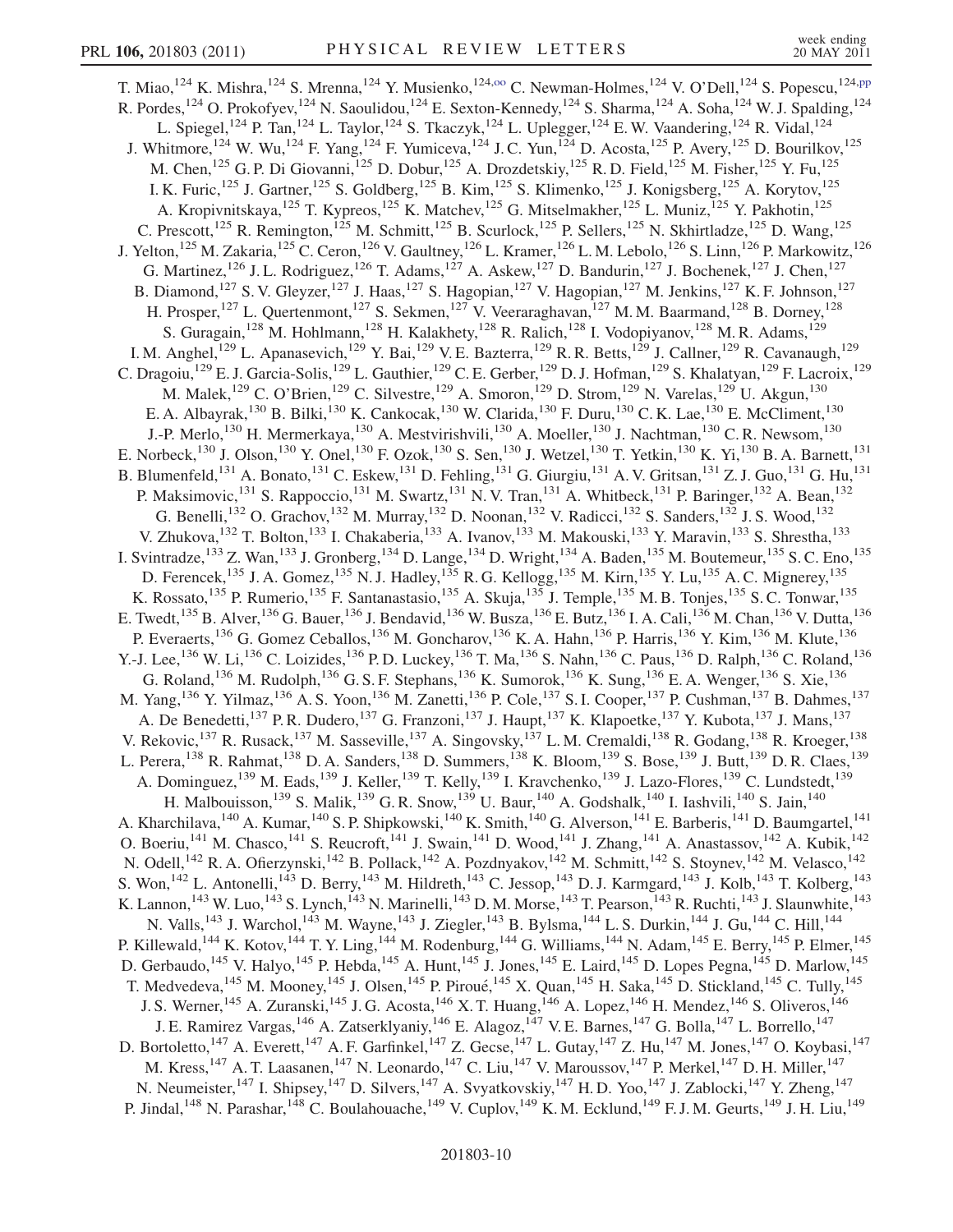T. Miao,[124] K. Mishra,[124] S. Mrenna,[124] Y. Musienko,[124,oo] C. Newman-Holmes,[124] V. O'Dell,[124] S. Popescu,[124,pp] R. Pordes,[124] O. Prokofyev,[124] N. Saoulidou,[124] E. Sexton-Kennedy,[124] S. Sharma,[124] A. Soha,[124] W. J. Spalding,[124] L. Spiegel,[124] P. Tan,[124] L. Taylor,[124] S. Tkaczyk,[124] L. Uplegger,[124] E. W. Vaandering,[124] R. Vidal,[124] J. Whitmore,[124] W. Wu,[124] F. Yang,[124] F. Yumiceva,[124] J. C. Yun,[124] D. Acosta,[125] P. Avery,[125] D. Bourilkov,[125] M. Chen,[125] G. P. Di Giovanni,[125] D. Dobur,[125] A. Drozdetskiy,[125] R. D. Field,[125] M. Fisher,[125] Y. Fu,[125] I. K. Furic,[125] J. Gartner,[125] S. Goldberg,[125] B. Kim,[125] S. Klimenko,[125] J. Konigsberg,[125] A. Korytov,[125] A. Kropivnitskaya,[125] T. Kypreos,[125] K. Matchev,[125] G. Mitselmakher,[125] L. Muniz,[125] Y. Pakhotin,[125] C. Prescott,[125] R. Remington,[125] M. Schmitt,[125] B. Scurlock,[125] P. Sellers,[125] N. Skhirtladze,[125] D. Wang,[125] J. Yelton,[125] M. Zakaria,[125] C. Ceron,[126] V. Gaultney,[126] L. Kramer,[126] L. M. Lebolo,[126] S. Linn,[126] P. Markowitz,[126] G. Martinez,[126] J. L. Rodriguez,[126] T. Adams,[127] A. Askew,[127] D. Bandurin,[127] J. Bochenek,[127] J. Chen,[127] B. Diamond,[127] S. V. Gleyzer,[127] J. Haas,[127] S. Hagopian,[127] V. Hagopian,[127] M. Jenkins,[127] K. F. Johnson,[127] H. Prosper,[127] L. Quertenmont,[127] S. Sekmen,[127] V. Veeraraghavan,[127] M. M. Baarmand,[128] B. Dorney,[128] S. Guragain,[128] M. Hohlmann,[128] H. Kalakhety,[128] R. Ralich,[128] I. Vodopiyanov,[128] M. R. Adams,[129] I. M. Anghel,[129] L. Apanasevich,[129] Y. Bai,[129] V. E. Bazterra,[129] R. R. Betts,[129] J. Callner,[129] R. Cavanaugh,[129] C. Dragoiu,[129] E. J. Garcia-Solis,[129] L. Gauthier,[129] C. E. Gerber,[129] D. J. Hofman,[129] S. Khalatyan,[129] F. Lacroix,[129] M. Malek,[129] C. O'Brien,[129] C. Silvestre,[129] A. Smoron,[129] D. Strom,[129] N. Varelas,[129] U. Akgun,[130] E. A. Albayrak,[130] B. Bilki,[130] K. Cankocak,[130] W. Clarida,[130] F. Duru,[130] C. K. Lae,[130] E. McCliment,[130] J.-P. Merlo,[130] H. Mermerkaya,[130] A. Mestvirishvili,[130] A. Moeller,[130] J. Nachtman,[130] C. R. Newsom,[130] E. Norbeck,[130] J. Olson,[130] Y. Onel,[130] F. Ozok,[130] S. Sen,[130] J. Wetzel,[130] T. Yetkin,[130] K. Yi,[130] B. A. Barnett,[131] B. Blumenfeld,[131] A. Bonato,[131] C. Eskew,[131] D. Fehling,[131] G. Giurgiu,[131] A. V. Gritsan,[131] Z. J. Guo,[131] G. Hu,[131] P. Maksimovic,[131] S. Rappoccio,[131] M. Swartz,[131] N. V. Tran,[131] A. Whitbeck,[131] P. Baringer,[132] A. Bean,[132] G. Benelli,[132] O. Grachov,[132] M. Murray,[132] D. Noonan,[132] V. Radicci,[132] S. Sanders,[132] J. S. Wood,[132] V. Zhukova,[132] T. Bolton,[133] I. Chakaberia,[133] A. Ivanov,[133] M. Makouski,[133] Y. Maravin,[133] S. Shrestha,[133] I. Svintradze,[133] Z. Wan,[133] J. Gronberg,[134] D. Lange,[134] D. Wright,[134] A. Baden,[135] M. Boutemeur,[135] S. C. Eno,[135] D. Ferencek,[135] J. A. Gomez,[135] N. J. Hadley,[135] R. G. Kellogg,[135] M. Kirn,[135] Y. Lu,[135] A. C. Mignerey,[135] K. Rossato,[135] P. Rumerio,[135] F. Santanastasio,[135] A. Skuja,[135] J. Temple,[135] M. B. Tonjes,[135] S. C. Tonwar,[135] E. Twedt,[135] B. Alver,[136] G. Bauer,[136] J. Bendavid,[136] W. Busza,[136] E. Butz,[136] I. A. Cali,[136] M. Chan,[136] V. Dutta,[136] P. Everaerts,[136] G. Gomez Ceballos,[136] M. Goncharov,[136] K. A. Hahn,[136] P. Harris,[136] Y. Kim,[136] M. Klute,[136] Y.-J. Lee,[136] W. Li,[136] C. Loizides,[136] P. D. Luckey,[136] T. Ma,[136] S. Nahn,[136] C. Paus,[136] D. Ralph,[136] C. Roland,[136] G. Roland,[136] M. Rudolph,[136] G. S. F. Stephans,[136] K. Sumorok,[136] K. Sung,[136] E. A. Wenger,[136] S. Xie,[136] M. Yang,[136] Y. Yilmaz,[136] A. S. Yoon,[136] M. Zanetti,[136] P. Cole,[137] S. I. Cooper,[137] P. Cushman,[137] B. Dahmes,[137] A. De Benedetti,[137] P. R. Dudero,[137] G. Franzoni,[137] J. Haupt,[137] K. Klapoetke,[137] Y. Kubota,[137] J. Mans,[137] V. Rekovic,[137] R. Rusack,[137] M. Sasseville,[137] A. Singovsky,[137] L. M. Cremaldi,[138] R. Godang,[138] R. Kroeger,[138] L. Perera,[138] R. Rahmat,[138] D. A. Sanders,[138] D. Summers,[138] K. Bloom,[139] S. Bose,[139] J. Butt,[139] D. R. Claes,[139] A. Dominguez,[139] M. Eads,[139] J. Keller,[139] T. Kelly,[139] I. Kravchenko,[139] J. Lazo-Flores,[139] C. Lundstedt,[139] H. Malbouisson,[139] S. Malik,[139] G. R. Snow,[139] U. Baur,[140] A. Godshalk,[140] I. Iashvili,[140] S. Jain,[140] A. Kharchilava,[140] A. Kumar,[140] S. P. Shipkowski,[140] K. Smith,[140] G. Alverson,[141] E. Barberis,[141] D. Baumgartel,[141] O. Boeriu,[141] M. Chasco,[141] S. Reucroft,[141] J. Swain,[141] D. Wood,[141] J. Zhang,[141] A. Anastassov,[142] A. Kubik,[142] N. Odell,[142] R. A. Ofierzynski,[142] B. Pollack,[142] A. Pozdnyakov,[142] M. Schmitt,[142] S. Stoynev,[142] M. Velasco,[142] S. Won,[142] L. Antonelli,[143] D. Berry,[143] M. Hildreth,[143] C. Jessop,[143] D. J. Karmgard,[143] J. Kolb,[143] T. Kolberg,[143] K. Lannon,[143] W. Luo,[143] S. Lynch,[143] N. Marinelli,[143] D. M. Morse,[143] T. Pearson,[143] R. Ruchti,[143] J. Slaunwhite,[143] N. Valls,[143] J. Warchol,[143] M. Wayne,[143] J. Ziegler,[143] B. Bylsma,[144] L. S. Durkin,[144] J. Gu,[144] C. Hill,[144] P. Killewald,[144] K. Kotov,[144] T. Y. Ling,[144] M. Rodenburg,[144] G. Williams,[144] N. Adam,[145] E. Berry,[145] P. Elmer,[145] D. Gerbaudo,[145] V. Halyo,[145] P. Hebda,[145] A. Hunt,[145] J. Jones,[145] E. Laird,[145] D. Lopes Pegna,[145] D. Marlow,[145] T. Medvedeva,[145] M. Mooney,[145] J. Olsen,[145] P. Piroué,[145] X. Quan,[145] H. Saka,[145] D. Stickland,[145] C. Tully,[145] J. S. Werner,[145] A. Zuranski,[145] J. G. Acosta,[146] X. T. Huang,[146] A. Lopez,[146] H. Mendez,[146] S. Oliveros,[146] J. E. Ramirez Vargas,[146] A. Zatserklyaniy,[146] E. Alagoz,[147] V. E. Barnes,[147] G. Bolla,[147] L. Borrello,[147] D. Bortoletto,[147] A. Everett,[147] A. F. Garfinkel,[147] Z. Gecse,[147] L. Gutay,[147] Z. Hu,[147] M. Jones,[147] O. Koybasi,[147] M. Kress,[147] A. T. Laasanen,[147] N. Leonardo,[147] C. Liu,[147] V. Maroussov,[147] P. Merkel,[147] D. H. Miller,[147] N. Neumeister,[147] I. Shipsey,[147] D. Silvers,[147] A. Svyatkovskiy,[147] H. D. Yoo,[147] J. Zablocki,[147] Y. Zheng,[147] P. Jindal,[148] N. Parashar,[148] C. Boulahouache,[149] V. Cuplov,[149] K. M. Ecklund,[149] F. J. M. Geurts,[149] J. H. Liu,[149]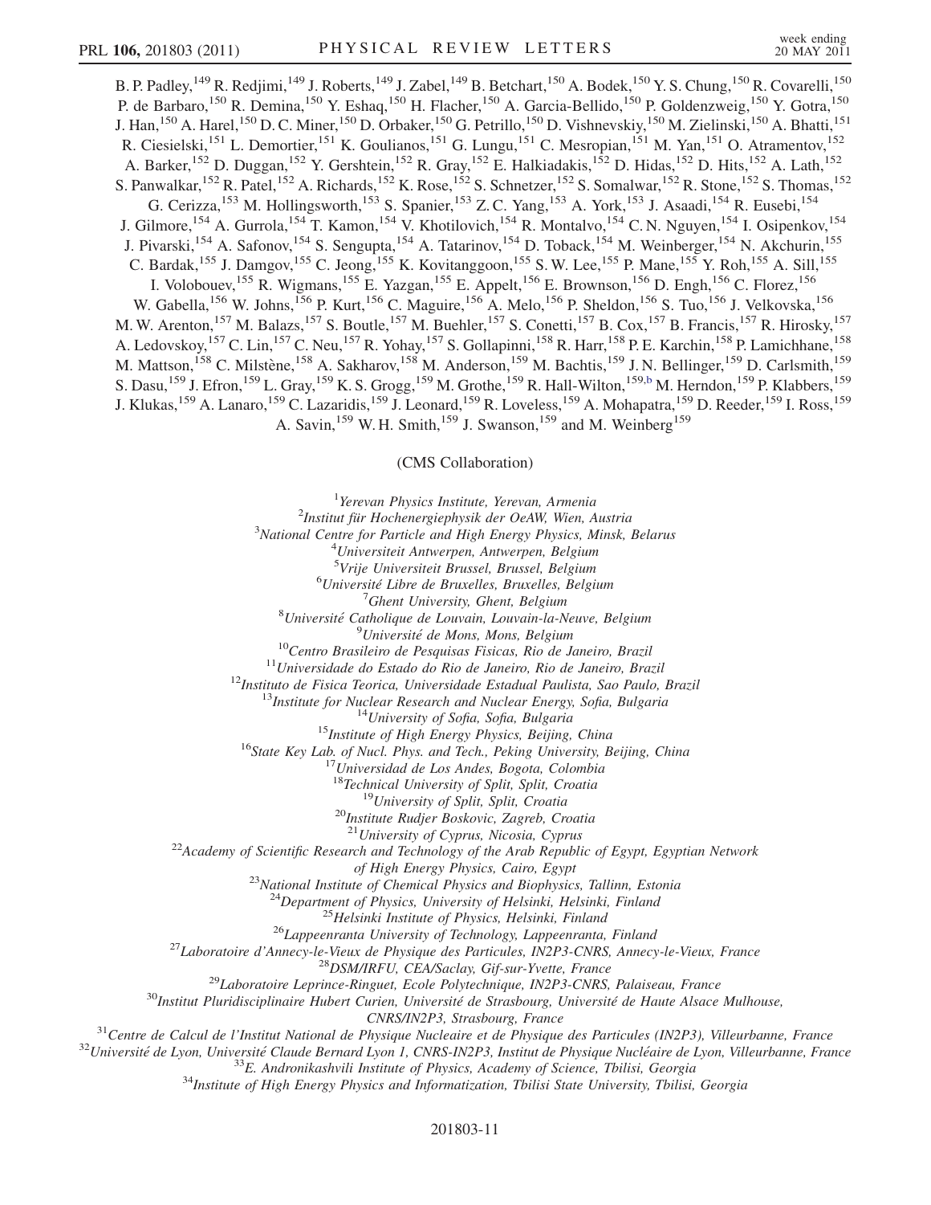B. P. Padley,[149] R. Redjimi,[149] J. Roberts,[149] J. Zabel,[149] B. Betchart,[150] A. Bodek,[150] Y. S. Chung,[150] R. Covarelli,[150] P. de Barbaro,[150] R. Demina,[150] Y. Eshaq,[150] H. Flacher,[150] A. Garcia-Bellido,[150] P. Goldenzweig,[150] Y. Gotra,[150] J. Han,[150] A. Harel,[150] D. C. Miner,[150] D. Orbaker,[150] G. Petrillo,[150] D. Vishnevskiy,[150] M. Zielinski,[150] A. Bhatti,[151] R. Ciesielski,[151] L. Demortier,[151] K. Goulianos,[151] G. Lungu,[151] C. Mesropian,[151] M. Yan,[151] O. Atramentov,[152] A. Barker,[152] D. Duggan,[152] Y. Gershtein,[152] R. Gray,[152] E. Halkiadakis,[152] D. Hidas,[152] D. Hits,[152] A. Lath,[152] S. Panwalkar,[152] R. Patel,[152] A. Richards,[152] K. Rose,[152] S. Schnetzer,[152] S. Somalwar,[152] R. Stone,[152] S. Thomas,[152] G. Cerizza,[153] M. Hollingsworth,[153] S. Spanier,[153] Z. C. Yang,[153] A. York,[153] J. Asaadi,[154] R. Eusebi,[154] J. Gilmore,[154] A. Gurrola,[154] T. Kamon,[154] V. Khotilovich,[154] R. Montalvo,[154] C. N. Nguyen,[154] I. Osipenkov,[154] J. Pivarski,[154] A. Safonov,[154] S. Sengupta,[154] A. Tatarinov,[154] D. Toback,[154] M. Weinberger,[154] N. Akchurin,[155] C. Bardak,[155] J. Damgov,[155] C. Jeong,[155] K. Kovitanggoon,[155] S. W. Lee,[155] P. Mane,[155] Y. Roh,[155] A. Sill,[155] I. Volobouev,[155] R. Wigmans,[155] E. Yazgan,[155] E. Appelt,[156] E. Brownson,[156] D. Engh,[156] C. Florez,[156] W. Gabella,[156] W. Johns,[156] P. Kurt,[156] C. Maguire,[156] A. Melo,[156] P. Sheldon,[156] S. Tuo,[156] J. Velkovska,[156] M. W. Arenton,[157] M. Balazs,[157] S. Boutle,[157] M. Buehler,[157] S. Conetti,[157] B. Cox,[157] B. Francis,[157] R. Hirosky,[157] A. Ledovskoy,[157] C. Lin,[157] C. Neu,[157] R. Yohay,[157] S. Gollapinni,[158] R. Harr,[158] P. E. Karchin,[158] P. Lamichhane,[158] M. Mattson,[158] C. Milstène,[158] A. Sakharov,[158] M. Anderson,[159] M. Bachtis,[159] J. N. Bellinger,[159] D. Carlsmith,[159] S. Dasu,[159] J. Efron,[159] L. Gray,[159] K. S. Grogg,[159] M. Grothe,[159] R. Hall-Wilton,[159,b] M. Herndon,[159] P. Klabbers,[159] J. Klukas,[159] A. Lanaro,[159] C. Lazaridis,[159] J. Leonard,[159] R. Loveless,[159] A. Mohapatra,[159] D. Reeder,[159] I. Ross,[159] A. Savin,[159] W. H. Smith,[159] J. Swanson,[159] and M. Weinberg[159]

(CMS Collaboration)

[1] *Yerevan Physics Institute, Yerevan, Armenia*
[2] *Institut für Hochenergiephysik der OeAW, Wien, Austria*
[3] *National Centre for Particle and High Energy Physics, Minsk, Belarus*
[4] *Universiteit Antwerpen, Antwerpen, Belgium*
[5] *Vrije Universiteit Brussel, Brussel, Belgium*
[6] *Université Libre de Bruxelles, Bruxelles, Belgium*
[7] *Ghent University, Ghent, Belgium*
[8] *Université Catholique de Louvain, Louvain-la-Neuve, Belgium*
[9] *Université de Mons, Mons, Belgium*
[10] *Centro Brasileiro de Pesquisas Fisicas, Rio de Janeiro, Brazil*
[11] *Universidade do Estado do Rio de Janeiro, Rio de Janeiro, Brazil*
[12] *Instituto de Fisica Teorica, Universidade Estadual Paulista, Sao Paulo, Brazil*
[13] *Institute for Nuclear Research and Nuclear Energy, Sofia, Bulgaria*
[14] *University of Sofia, Sofia, Bulgaria*
[15] *Institute of High Energy Physics, Beijing, China*
[16] *State Key Lab. of Nucl. Phys. and Tech., Peking University, Beijing, China*
[17] *Universidad de Los Andes, Bogota, Colombia*
[18] *Technical University of Split, Split, Croatia*
[19] *University of Split, Split, Croatia*
[20] *Institute Rudjer Boskovic, Zagreb, Croatia*
[21] *University of Cyprus, Nicosia, Cyprus*
[22] *Academy of Scientific Research and Technology of the Arab Republic of Egypt, Egyptian Network of High Energy Physics, Cairo, Egypt*
[23] *National Institute of Chemical Physics and Biophysics, Tallinn, Estonia*
[24] *Department of Physics, University of Helsinki, Helsinki, Finland*
[25] *Helsinki Institute of Physics, Helsinki, Finland*
[26] *Lappeenranta University of Technology, Lappeenranta, Finland*
[27] *Laboratoire d'Annecy-le-Vieux de Physique des Particules, IN2P3-CNRS, Annecy-le-Vieux, France*
[28] *DSM/IRFU, CEA/Saclay, Gif-sur-Yvette, France*
[29] *Laboratoire Leprince-Ringuet, Ecole Polytechnique, IN2P3-CNRS, Palaiseau, France*
[30] *Institut Pluridisciplinaire Hubert Curien, Université de Strasbourg, Université de Haute Alsace Mulhouse, CNRS/IN2P3, Strasbourg, France*
[31] *Centre de Calcul de l'Institut National de Physique Nucleaire et de Physique des Particules (IN2P3), Villeurbanne, France*
[32] *Université de Lyon, Université Claude Bernard Lyon 1, CNRS-IN2P3, Institut de Physique Nucléaire de Lyon, Villeurbanne, France*
[33] *E. Andronikashvili Institute of Physics, Academy of Science, Tbilisi, Georgia*
[34] *Institute of High Energy Physics and Informatization, Tbilisi State University, Tbilisi, Georgia*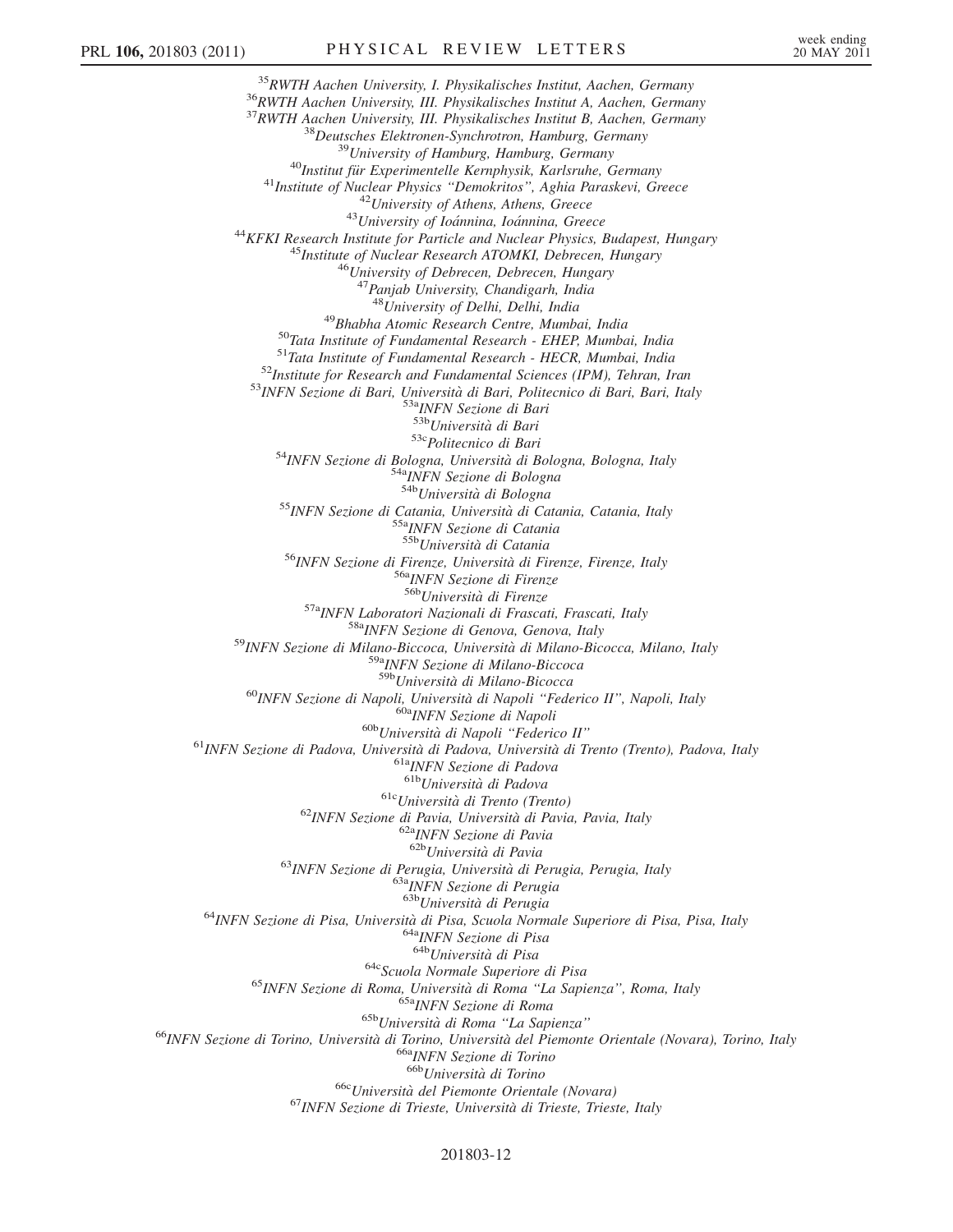[35]*RWTH Aachen University, I. Physikalisches Institut, Aachen, Germany*
[36]*RWTH Aachen University, III. Physikalisches Institut A, Aachen, Germany*
[37]*RWTH Aachen University, III. Physikalisches Institut B, Aachen, Germany*
[38]*Deutsches Elektronen-Synchrotron, Hamburg, Germany*
[39]*University of Hamburg, Hamburg, Germany*
[40]*Institut für Experimentelle Kernphysik, Karlsruhe, Germany*
[41]*Institute of Nuclear Physics "Demokritos", Aghia Paraskevi, Greece*
[42]*University of Athens, Athens, Greece*
[43]*University of Ioánnina, Ioánnina, Greece*
[44]*KFKI Research Institute for Particle and Nuclear Physics, Budapest, Hungary*
[45]*Institute of Nuclear Research ATOMKI, Debrecen, Hungary*
[46]*University of Debrecen, Debrecen, Hungary*
[47]*Panjab University, Chandigarh, India*
[48]*University of Delhi, Delhi, India*
[49]*Bhabha Atomic Research Centre, Mumbai, India*
[50]*Tata Institute of Fundamental Research - EHEP, Mumbai, India*
[51]*Tata Institute of Fundamental Research - HECR, Mumbai, India*
[52]*Institute for Research and Fundamental Sciences (IPM), Tehran, Iran*
[53]*INFN Sezione di Bari, Università di Bari, Politecnico di Bari, Bari, Italy*
[53a]*INFN Sezione di Bari*
[53b]*Università di Bari*
[53c]*Politecnico di Bari*
[54]*INFN Sezione di Bologna, Università di Bologna, Bologna, Italy*
[54a]*INFN Sezione di Bologna*
[54b]*Università di Bologna*
[55]*INFN Sezione di Catania, Università di Catania, Catania, Italy*
[55a]*INFN Sezione di Catania*
[55b]*Università di Catania*
[56]*INFN Sezione di Firenze, Università di Firenze, Firenze, Italy*
[56a]*INFN Sezione di Firenze*
[56b]*Università di Firenze*
[57a]*INFN Laboratori Nazionali di Frascati, Frascati, Italy*
[58a]*INFN Sezione di Genova, Genova, Italy*
[59]*INFN Sezione di Milano-Biccoca, Università di Milano-Bicocca, Milano, Italy*
[59a]*INFN Sezione di Milano-Biccoca*
[59b]*Università di Milano-Bicocca*
[60]*INFN Sezione di Napoli, Università di Napoli "Federico II", Napoli, Italy*
[60a]*INFN Sezione di Napoli*
[60b]*Università di Napoli "Federico II"*
[61]*INFN Sezione di Padova, Università di Padova, Università di Trento (Trento), Padova, Italy*
[61a]*INFN Sezione di Padova*
[61b]*Università di Padova*
[61c]*Università di Trento (Trento)*
[62]*INFN Sezione di Pavia, Università di Pavia, Pavia, Italy*
[62a]*INFN Sezione di Pavia*
[62b]*Università di Pavia*
[63]*INFN Sezione di Perugia, Università di Perugia, Perugia, Italy*
[63a]*INFN Sezione di Perugia*
[63b]*Università di Perugia*
[64]*INFN Sezione di Pisa, Università di Pisa, Scuola Normale Superiore di Pisa, Pisa, Italy*
[64a]*INFN Sezione di Pisa*
[64b]*Università di Pisa*
[64c]*Scuola Normale Superiore di Pisa*
[65]*INFN Sezione di Roma, Università di Roma "La Sapienza", Roma, Italy*
[65a]*INFN Sezione di Roma*
[65b]*Università di Roma "La Sapienza"*
[66]*INFN Sezione di Torino, Università di Torino, Università del Piemonte Orientale (Novara), Torino, Italy*
[66a]*INFN Sezione di Torino*
[66b]*Università di Torino*
[66c]*Università del Piemonte Orientale (Novara)*
[67]*INFN Sezione di Trieste, Università di Trieste, Trieste, Italy*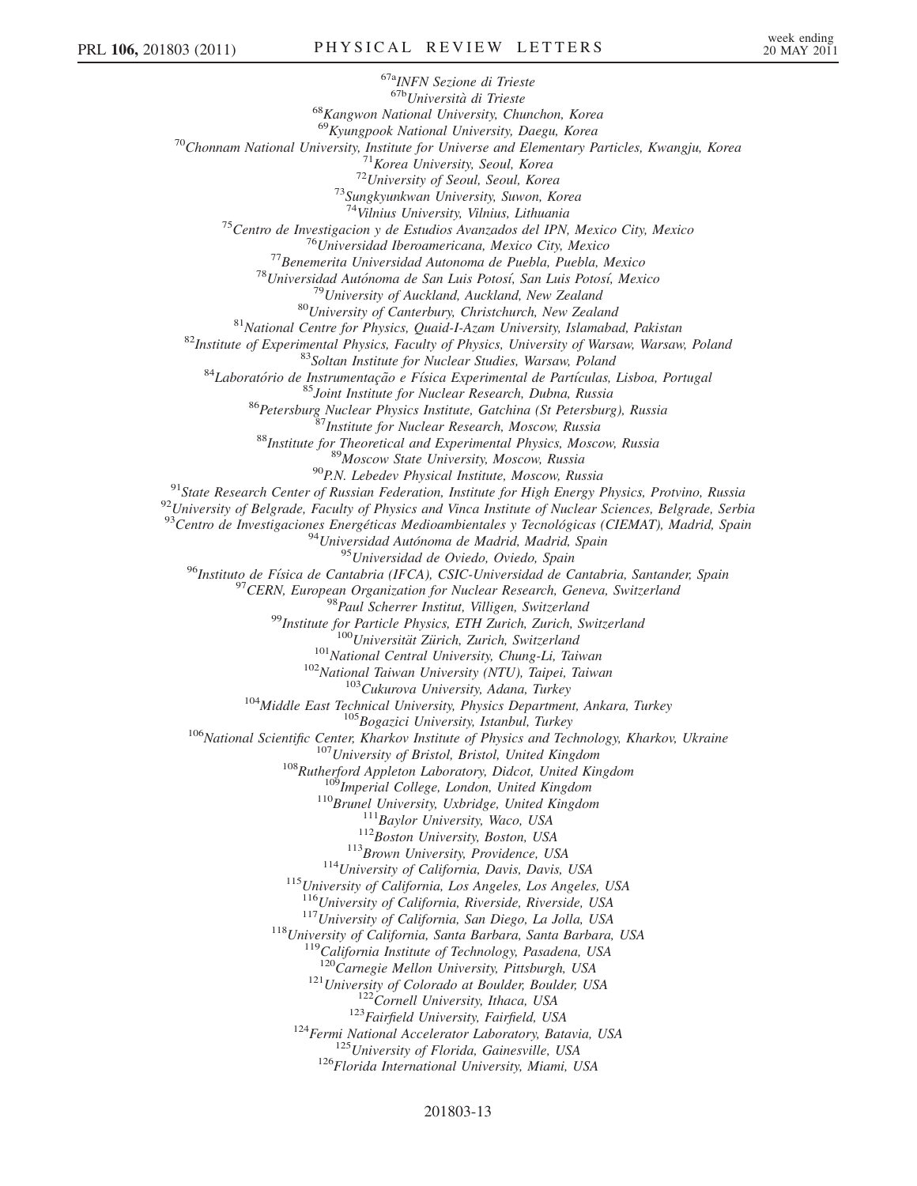[67a]INFN Sezione di Trieste
[67b]Università di Trieste
[68]Kangwon National University, Chunchon, Korea
[69]Kyungpook National University, Daegu, Korea
[70]Chonnam National University, Institute for Universe and Elementary Particles, Kwangju, Korea
[71]Korea University, Seoul, Korea
[72]University of Seoul, Seoul, Korea
[73]Sungkyunkwan University, Suwon, Korea
[74]Vilnius University, Vilnius, Lithuania
[75]Centro de Investigacion y de Estudios Avanzados del IPN, Mexico City, Mexico
[76]Universidad Iberoamericana, Mexico City, Mexico
[77]Benemerita Universidad Autonoma de Puebla, Puebla, Mexico
[78]Universidad Autónoma de San Luis Potosí, San Luis Potosí, Mexico
[79]University of Auckland, Auckland, New Zealand
[80]University of Canterbury, Christchurch, New Zealand
[81]National Centre for Physics, Quaid-I-Azam University, Islamabad, Pakistan
[82]Institute of Experimental Physics, Faculty of Physics, University of Warsaw, Warsaw, Poland
[83]Soltan Institute for Nuclear Studies, Warsaw, Poland
[84]Laboratório de Instrumentação e Física Experimental de Partículas, Lisboa, Portugal
[85]Joint Institute for Nuclear Research, Dubna, Russia
[86]Petersburg Nuclear Physics Institute, Gatchina (St Petersburg), Russia
[87]Institute for Nuclear Research, Moscow, Russia
[88]Institute for Theoretical and Experimental Physics, Moscow, Russia
[89]Moscow State University, Moscow, Russia
[90]P.N. Lebedev Physical Institute, Moscow, Russia
[91]State Research Center of Russian Federation, Institute for High Energy Physics, Protvino, Russia
[92]University of Belgrade, Faculty of Physics and Vinca Institute of Nuclear Sciences, Belgrade, Serbia
[93]Centro de Investigaciones Energéticas Medioambientales y Tecnológicas (CIEMAT), Madrid, Spain
[94]Universidad Autónoma de Madrid, Madrid, Spain
[95]Universidad de Oviedo, Oviedo, Spain
[96]Instituto de Física de Cantabria (IFCA), CSIC-Universidad de Cantabria, Santander, Spain
[97]CERN, European Organization for Nuclear Research, Geneva, Switzerland
[98]Paul Scherrer Institut, Villigen, Switzerland
[99]Institute for Particle Physics, ETH Zurich, Zurich, Switzerland
[100]Universität Zürich, Zurich, Switzerland
[101]National Central University, Chung-Li, Taiwan
[102]National Taiwan University (NTU), Taipei, Taiwan
[103]Cukurova University, Adana, Turkey
[104]Middle East Technical University, Physics Department, Ankara, Turkey
[105]Bogazici University, Istanbul, Turkey
[106]National Scientific Center, Kharkov Institute of Physics and Technology, Kharkov, Ukraine
[107]University of Bristol, Bristol, United Kingdom
[108]Rutherford Appleton Laboratory, Didcot, United Kingdom
[109]Imperial College, London, United Kingdom
[110]Brunel University, Uxbridge, United Kingdom
[111]Baylor University, Waco, USA
[112]Boston University, Boston, USA
[113]Brown University, Providence, USA
[114]University of California, Davis, Davis, USA
[115]University of California, Los Angeles, Los Angeles, USA
[116]University of California, Riverside, Riverside, USA
[117]University of California, San Diego, La Jolla, USA
[118]University of California, Santa Barbara, Santa Barbara, USA
[119]California Institute of Technology, Pasadena, USA
[120]Carnegie Mellon University, Pittsburgh, USA
[121]University of Colorado at Boulder, Boulder, USA
[122]Cornell University, Ithaca, USA
[123]Fairfield University, Fairfield, USA
[124]Fermi National Accelerator Laboratory, Batavia, USA
[125]University of Florida, Gainesville, USA
[126]Florida International University, Miami, USA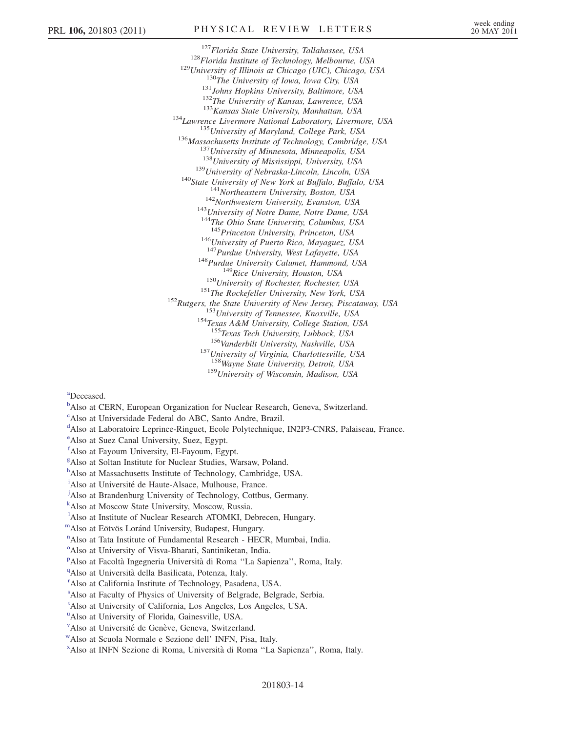[127]*Florida State University, Tallahassee, USA*
[128]*Florida Institute of Technology, Melbourne, USA*
[129]*University of Illinois at Chicago (UIC), Chicago, USA*
[130]*The University of Iowa, Iowa City, USA*
[131]*Johns Hopkins University, Baltimore, USA*
[132]*The University of Kansas, Lawrence, USA*
[133]*Kansas State University, Manhattan, USA*
[134]*Lawrence Livermore National Laboratory, Livermore, USA*
[135]*University of Maryland, College Park, USA*
[136]*Massachusetts Institute of Technology, Cambridge, USA*
[137]*University of Minnesota, Minneapolis, USA*
[138]*University of Mississippi, University, USA*
[139]*University of Nebraska-Lincoln, Lincoln, USA*
[140]*State University of New York at Buffalo, Buffalo, USA*
[141]*Northeastern University, Boston, USA*
[142]*Northwestern University, Evanston, USA*
[143]*University of Notre Dame, Notre Dame, USA*
[144]*The Ohio State University, Columbus, USA*
[145]*Princeton University, Princeton, USA*
[146]*University of Puerto Rico, Mayaguez, USA*
[147]*Purdue University, West Lafayette, USA*
[148]*Purdue University Calumet, Hammond, USA*
[149]*Rice University, Houston, USA*
[150]*University of Rochester, Rochester, USA*
[151]*The Rockefeller University, New York, USA*
[152]*Rutgers, the State University of New Jersey, Piscataway, USA*
[153]*University of Tennessee, Knoxville, USA*
[154]*Texas A&M University, College Station, USA*
[155]*Texas Tech University, Lubbock, USA*
[156]*Vanderbilt University, Nashville, USA*
[157]*University of Virginia, Charlottesville, USA*
[158]*Wayne State University, Detroit, USA*
[159]*University of Wisconsin, Madison, USA*

[a]Deceased.
[b]Also at CERN, European Organization for Nuclear Research, Geneva, Switzerland.
[c]Also at Universidade Federal do ABC, Santo Andre, Brazil.
[d]Also at Laboratoire Leprince-Ringuet, Ecole Polytechnique, IN2P3-CNRS, Palaiseau, France.
[e]Also at Suez Canal University, Suez, Egypt.
[f]Also at Fayoum University, El-Fayoum, Egypt.
[g]Also at Soltan Institute for Nuclear Studies, Warsaw, Poland.
[h]Also at Massachusetts Institute of Technology, Cambridge, USA.
[i]Also at Université de Haute-Alsace, Mulhouse, France.
[j]Also at Brandenburg University of Technology, Cottbus, Germany.
[k]Also at Moscow State University, Moscow, Russia.
[l]Also at Institute of Nuclear Research ATOMKI, Debrecen, Hungary.
[m]Also at Eötvös Loránd University, Budapest, Hungary.
[n]Also at Tata Institute of Fundamental Research - HECR, Mumbai, India.
[o]Also at University of Visva-Bharati, Santiniketan, India.
[p]Also at Facoltà Ingegneria Università di Roma ''La Sapienza'', Roma, Italy.
[q]Also at Università della Basilicata, Potenza, Italy.
[r]Also at California Institute of Technology, Pasadena, USA.
[s]Also at Faculty of Physics of University of Belgrade, Belgrade, Serbia.
[t]Also at University of California, Los Angeles, Los Angeles, USA.
[u]Also at University of Florida, Gainesville, USA.
[v]Also at Université de Genève, Geneva, Switzerland.
[w]Also at Scuola Normale e Sezione dell' INFN, Pisa, Italy.
[x]Also at INFN Sezione di Roma, Università di Roma ''La Sapienza'', Roma, Italy.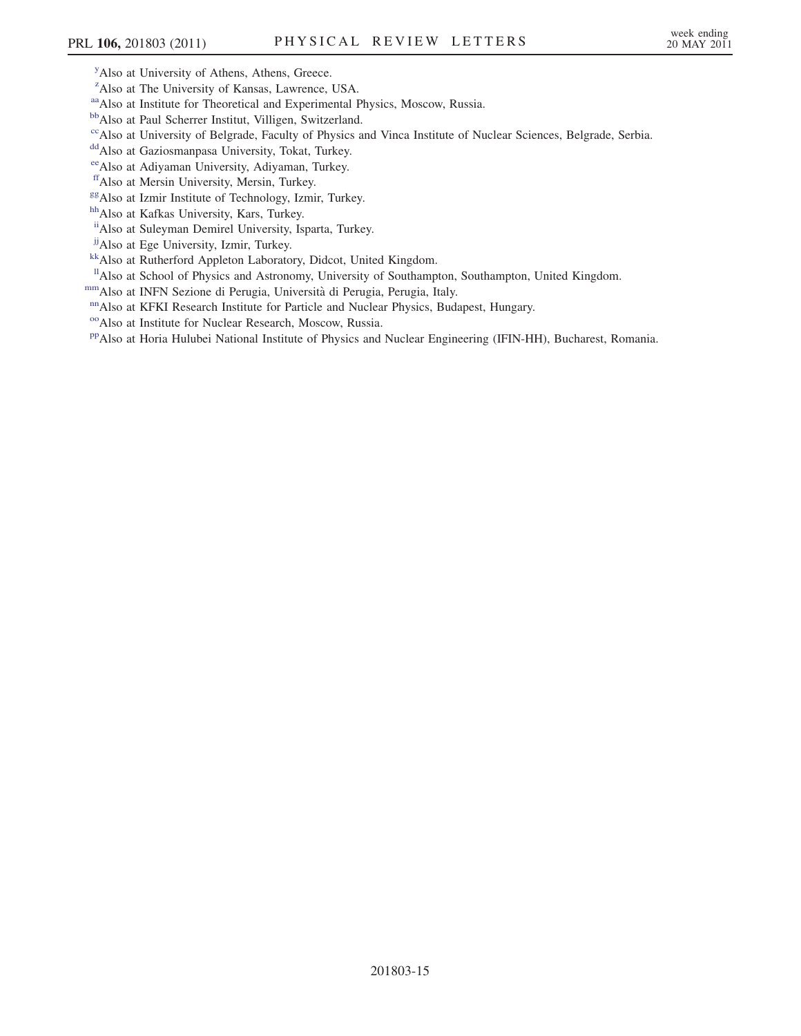[y]Also at University of Athens, Athens, Greece.

[z]Also at The University of Kansas, Lawrence, USA.

[aa]Also at Institute for Theoretical and Experimental Physics, Moscow, Russia.

[bb]Also at Paul Scherrer Institut, Villigen, Switzerland.

[cc]Also at University of Belgrade, Faculty of Physics and Vinca Institute of Nuclear Sciences, Belgrade, Serbia.

[dd]Also at Gaziosmanpasa University, Tokat, Turkey.

[ee]Also at Adiyaman University, Adiyaman, Turkey.

[ff]Also at Mersin University, Mersin, Turkey.

[gg]Also at Izmir Institute of Technology, Izmir, Turkey.

[hh]Also at Kafkas University, Kars, Turkey.

[ii]Also at Suleyman Demirel University, Isparta, Turkey.

[jj]Also at Ege University, Izmir, Turkey.

[kk]Also at Rutherford Appleton Laboratory, Didcot, United Kingdom.

[ll]Also at School of Physics and Astronomy, University of Southampton, Southampton, United Kingdom.

[mm]Also at INFN Sezione di Perugia, Università di Perugia, Perugia, Italy.

[nn]Also at KFKI Research Institute for Particle and Nuclear Physics, Budapest, Hungary.

[oo]Also at Institute for Nuclear Research, Moscow, Russia.

[pp]Also at Horia Hulubei National Institute of Physics and Nuclear Engineering (IFIN-HH), Bucharest, Romania.